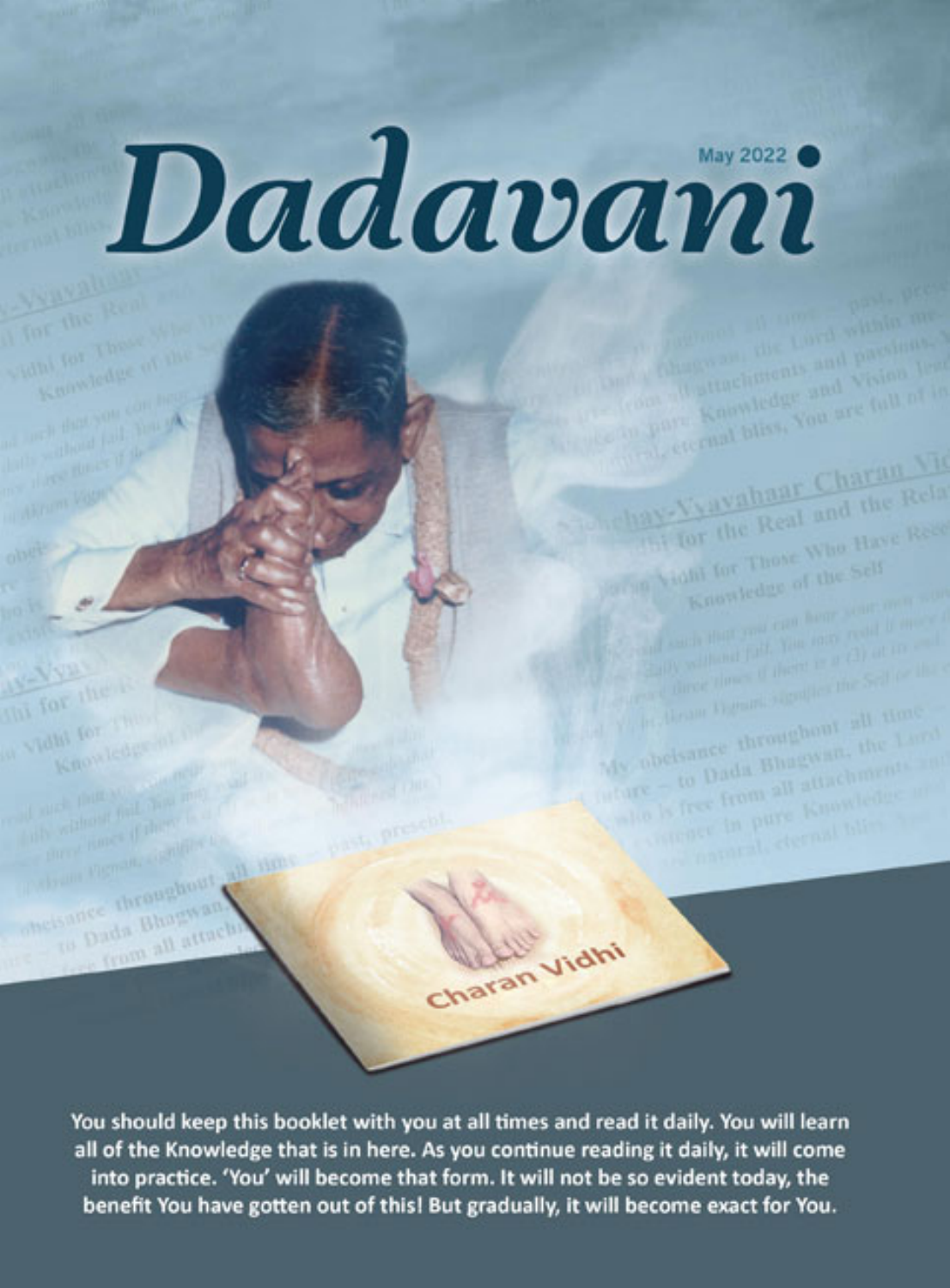# Dadavani

May 2022

Charan Vidhi

You should keep this booklet with you at all times and read it daily. You will learn all of the Knowledge that is in here. As you continue reading it daily, it will come into practice. 'You' will become that form. It will not be so evident today, the benefit You have gotten out of this! But gradually, it will become exact for You.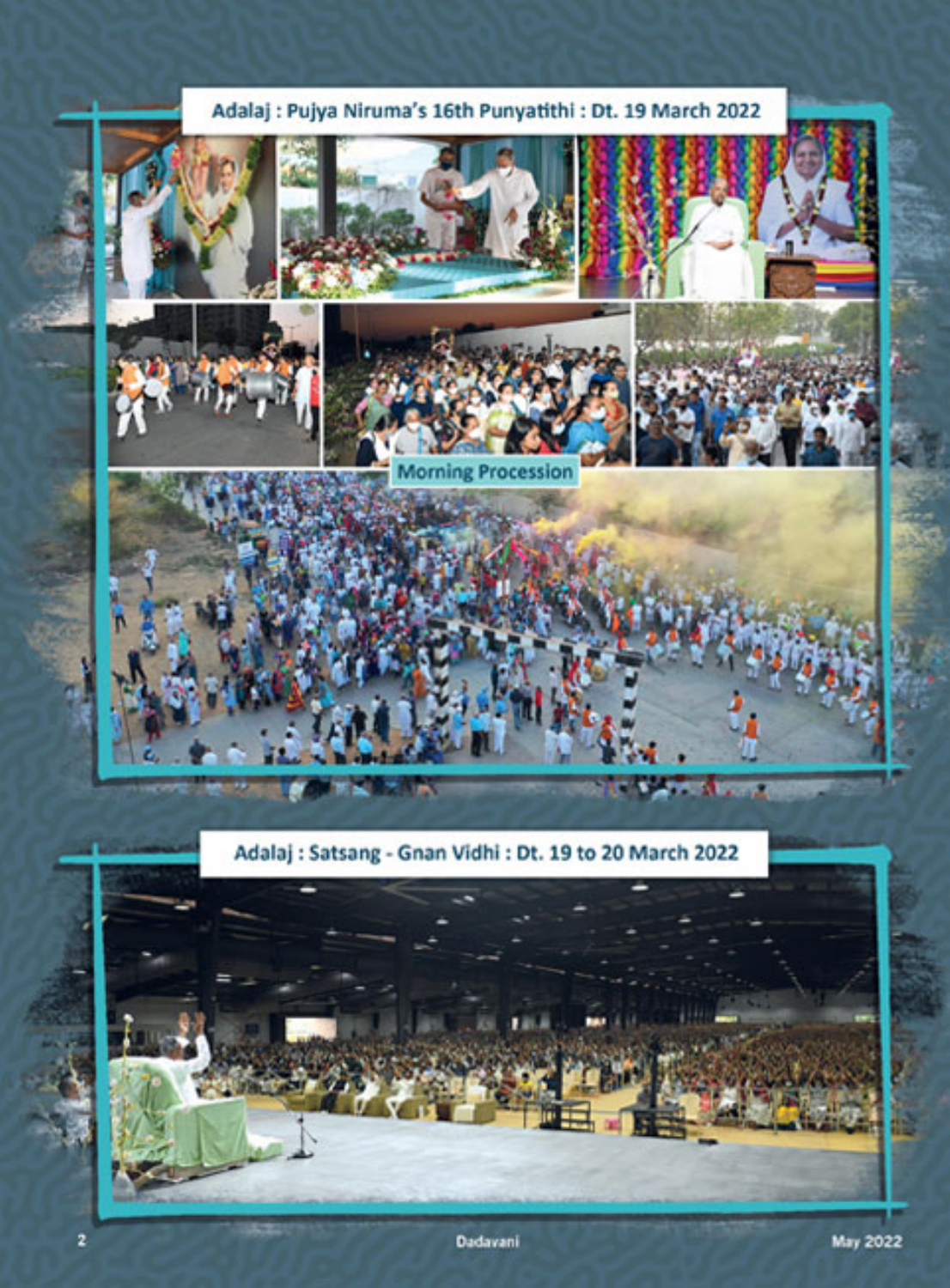## Adalaj : Pujya Niruma's 16th Punyatithi : Dt. 19 March 2022

Morning Procession

## Adalaj : Satsang - Gnan Vidhi : Dt. 19 to 20 March 2022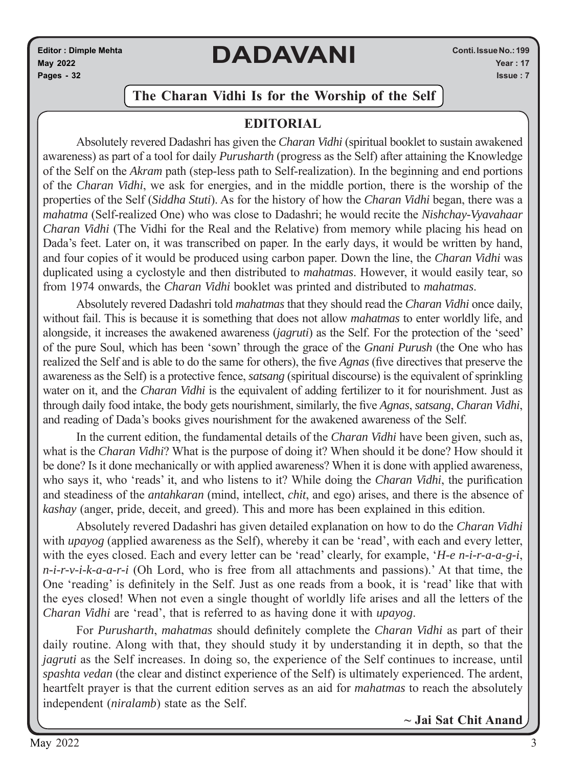Editor : Dimple Mehta
May 2022
Pages - 32

# DADAVANI

Conti. Issue No.: 199
Year : 17
Issue : 7

## The Charan Vidhi Is for the Worship of the Self

### EDITORIAL

Absolutely revered Dadashri has given the *Charan Vidhi* (spiritual booklet to sustain awakened awareness) as part of a tool for daily *Purusharth* (progress as the Self) after attaining the Knowledge of the Self on the *Akram* path (step-less path to Self-realization). In the beginning and end portions of the *Charan Vidhi*, we ask for energies, and in the middle portion, there is the worship of the properties of the Self (*Siddha Stuti*). As for the history of how the *Charan Vidhi* began, there was a *mahatma* (Self-realized One) who was close to Dadashri; he would recite the *Nishchay-Vyavahaar Charan Vidhi* (The Vidhi for the Real and the Relative) from memory while placing his head on Dada's feet. Later on, it was transcribed on paper. In the early days, it would be written by hand, and four copies of it would be produced using carbon paper. Down the line, the *Charan Vidhi* was duplicated using a cyclostyle and then distributed to *mahatmas*. However, it would easily tear, so from 1974 onwards, the *Charan Vidhi* booklet was printed and distributed to *mahatmas*.

Absolutely revered Dadashri told *mahatmas* that they should read the *Charan Vidhi* once daily, without fail. This is because it is something that does not allow *mahatmas* to enter worldly life, and alongside, it increases the awakened awareness (*jagruti*) as the Self. For the protection of the 'seed' of the pure Soul, which has been 'sown' through the grace of the *Gnani Purush* (the One who has realized the Self and is able to do the same for others), the five *Agnas* (five directives that preserve the awareness as the Self) is a protective fence, *satsang* (spiritual discourse) is the equivalent of sprinkling water on it, and the *Charan Vidhi* is the equivalent of adding fertilizer to it for nourishment. Just as through daily food intake, the body gets nourishment, similarly, the five *Agnas*, *satsang*, *Charan Vidhi*, and reading of Dada's books gives nourishment for the awakened awareness of the Self.

In the current edition, the fundamental details of the *Charan Vidhi* have been given, such as, what is the *Charan Vidhi*? What is the purpose of doing it? When should it be done? How should it be done? Is it done mechanically or with applied awareness? When it is done with applied awareness, who says it, who 'reads' it, and who listens to it? While doing the *Charan Vidhi*, the purification and steadiness of the *antahkaran* (mind, intellect, *chit*, and ego) arises, and there is the absence of *kashay* (anger, pride, deceit, and greed). This and more has been explained in this edition.

Absolutely revered Dadashri has given detailed explanation on how to do the *Charan Vidhi* with *upayog* (applied awareness as the Self), whereby it can be 'read', with each and every letter, with the eyes closed. Each and every letter can be 'read' clearly, for example, '*H-e n-i-r-a-a-g-i*, *n-i-r-v-i-k-a-a-r-i* (Oh Lord, who is free from all attachments and passions).' At that time, the One 'reading' is definitely in the Self. Just as one reads from a book, it is 'read' like that with the eyes closed! When not even a single thought of worldly life arises and all the letters of the *Charan Vidhi* are 'read', that is referred to as having done it with *upayog*.

For *Purusharth*, *mahatmas* should definitely complete the *Charan Vidhi* as part of their daily routine. Along with that, they should study it by understanding it in depth, so that the *jagruti* as the Self increases. In doing so, the experience of the Self continues to increase, until *spashta vedan* (the clear and distinct experience of the Self) is ultimately experienced. The ardent, heartfelt prayer is that the current edition serves as an aid for *mahatmas* to reach the absolutely independent (*niralamb*) state as the Self.

**~ Jai Sat Chit Anand**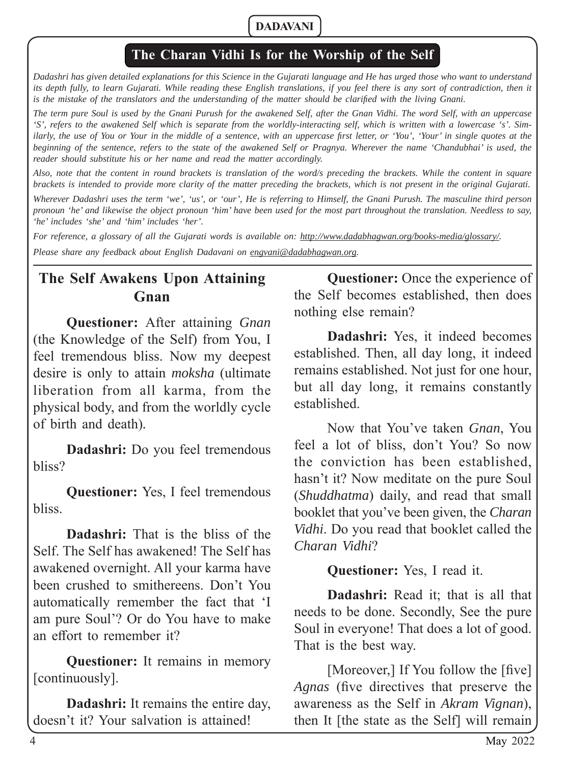## The Charan Vidhi Is for the Worship of the Self

*Dadashri has given detailed explanations for this Science in the Gujarati language and He has urged those who want to understand its depth fully, to learn Gujarati. While reading these English translations, if you feel there is any sort of contradiction, then it is the mistake of the translators and the understanding of the matter should be clarified with the living Gnani.*

*The term pure Soul is used by the Gnani Purush for the awakened Self, after the Gnan Vidhi. The word Self, with an uppercase 'S', refers to the awakened Self which is separate from the worldly-interacting self, which is written with a lowercase 's'. Similarly, the use of You or Your in the middle of a sentence, with an uppercase first letter, or 'You', 'Your' in single quotes at the beginning of the sentence, refers to the state of the awakened Self or Pragnya. Wherever the name 'Chandubhai' is used, the reader should substitute his or her name and read the matter accordingly.*

*Also, note that the content in round brackets is translation of the word/s preceding the brackets. While the content in square brackets is intended to provide more clarity of the matter preceding the brackets, which is not present in the original Gujarati.*

*Wherever Dadashri uses the term 'we', 'us', or 'our', He is referring to Himself, the Gnani Purush. The masculine third person pronoun 'he' and likewise the object pronoun 'him' have been used for the most part throughout the translation. Needless to say, 'he' includes 'she' and 'him' includes 'her'.*

*For reference, a glossary of all the Gujarati words is available on: http://www.dadabhagwan.org/books-media/glossary/.*

*Please share any feedback about English Dadavani on engvani@dadabhagwan.org.*

### The Self Awakens Upon Attaining Gnan

**Questioner:** After attaining *Gnan* (the Knowledge of the Self) from You, I feel tremendous bliss. Now my deepest desire is only to attain *moksha* (ultimate liberation from all karma, from the physical body, and from the worldly cycle of birth and death).

**Dadashri:** Do you feel tremendous bliss?

**Questioner:** Yes, I feel tremendous bliss.

**Dadashri:** That is the bliss of the Self. The Self has awakened! The Self has awakened overnight. All your karma have been crushed to smithereens. Don't You automatically remember the fact that 'I am pure Soul'? Or do You have to make an effort to remember it?

**Questioner:** It remains in memory [continuously].

**Dadashri:** It remains the entire day, doesn't it? Your salvation is attained!

**Questioner:** Once the experience of the Self becomes established, then does nothing else remain?

**Dadashri:** Yes, it indeed becomes established. Then, all day long, it indeed remains established. Not just for one hour, but all day long, it remains constantly established.

Now that You've taken *Gnan*, You feel a lot of bliss, don't You? So now the conviction has been established, hasn't it? Now meditate on the pure Soul (*Shuddhatma*) daily, and read that small booklet that you've been given, the *Charan Vidhi*. Do you read that booklet called the *Charan Vidhi*?

**Questioner:** Yes, I read it.

**Dadashri:** Read it; that is all that needs to be done. Secondly, See the pure Soul in everyone! That does a lot of good. That is the best way.

[Moreover,] If You follow the [five] *Agnas* (five directives that preserve the awareness as the Self in *Akram Vignan*), then It [the state as the Self] will remain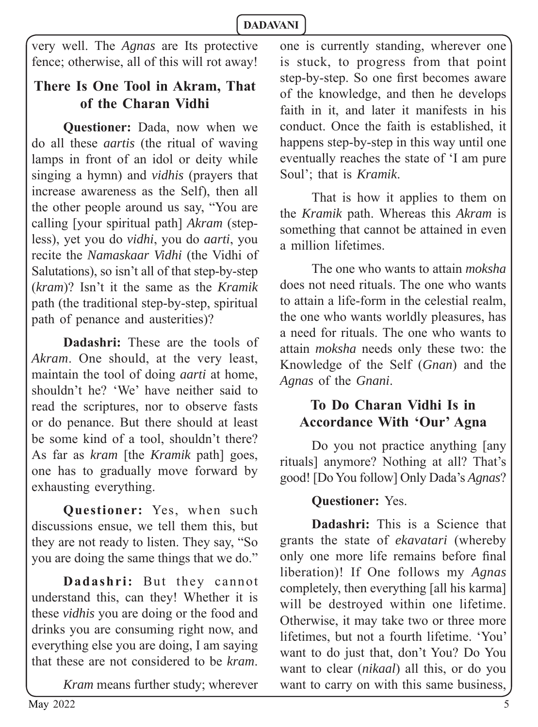very well. The *Agnas* are Its protective fence; otherwise, all of this will rot away!

## There Is One Tool in Akram, That of the Charan Vidhi

**Questioner:** Dada, now when we do all these *aartis* (the ritual of waving lamps in front of an idol or deity while singing a hymn) and *vidhis* (prayers that increase awareness as the Self), then all the other people around us say, "You are calling [your spiritual path] *Akram* (step-less), yet you do *vidhi*, you do *aarti*, you recite the *Namaskaar Vidhi* (the Vidhi of Salutations), so isn't all of that step-by-step (*kram*)? Isn't it the same as the *Kramik* path (the traditional step-by-step, spiritual path of penance and austerities)?

**Dadashri:** These are the tools of *Akram*. One should, at the very least, maintain the tool of doing *aarti* at home, shouldn't he? 'We' have neither said to read the scriptures, nor to observe fasts or do penance. But there should at least be some kind of a tool, shouldn't there? As far as *kram* [the *Kramik* path] goes, one has to gradually move forward by exhausting everything.

**Questioner:** Yes, when such discussions ensue, we tell them this, but they are not ready to listen. They say, "So you are doing the same things that we do."

**Dadashri:** But they cannot understand this, can they! Whether it is these *vidhis* you are doing or the food and drinks you are consuming right now, and everything else you are doing, I am saying that these are not considered to be *kram*.

*Kram* means further study; wherever one is currently standing, wherever one is stuck, to progress from that point step-by-step. So one first becomes aware of the knowledge, and then he develops faith in it, and later it manifests in his conduct. Once the faith is established, it happens step-by-step in this way until one eventually reaches the state of 'I am pure Soul'; that is *Kramik*.

That is how it applies to them on the *Kramik* path. Whereas this *Akram* is something that cannot be attained in even a million lifetimes.

The one who wants to attain *moksha* does not need rituals. The one who wants to attain a life-form in the celestial realm, the one who wants worldly pleasures, has a need for rituals. The one who wants to attain *moksha* needs only these two: the Knowledge of the Self (*Gnan*) and the *Agnas* of the *Gnani*.

## To Do Charan Vidhi Is in Accordance With 'Our' Agna

Do you not practice anything [any rituals] anymore? Nothing at all? That's good! [Do You follow] Only Dada's *Agnas*?

**Questioner:** Yes.

**Dadashri:** This is a Science that grants the state of *ekavatari* (whereby only one more life remains before final liberation)! If One follows my *Agnas* completely, then everything [all his karma] will be destroyed within one lifetime. Otherwise, it may take two or three more lifetimes, but not a fourth lifetime. 'You' want to do just that, don't You? Do You want to clear (*nikaal*) all this, or do you want to carry on with this same business,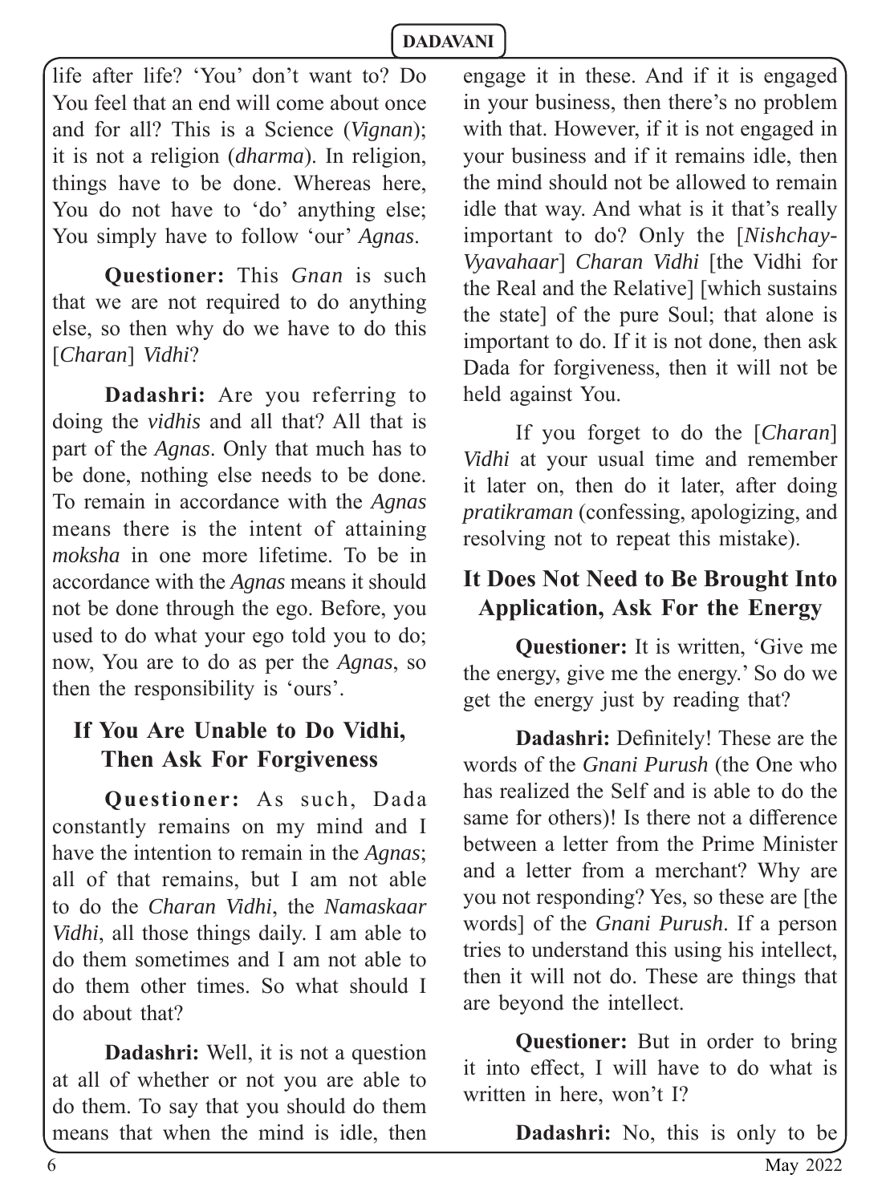life after life? 'You' don't want to? Do You feel that an end will come about once and for all? This is a Science (*Vignan*); it is not a religion (*dharma*). In religion, things have to be done. Whereas here, You do not have to 'do' anything else; You simply have to follow 'our' *Agnas*.

**Questioner:** This *Gnan* is such that we are not required to do anything else, so then why do we have to do this [*Charan*] *Vidhi*?

**Dadashri:** Are you referring to doing the *vidhis* and all that? All that is part of the *Agnas*. Only that much has to be done, nothing else needs to be done. To remain in accordance with the *Agnas* means there is the intent of attaining *moksha* in one more lifetime. To be in accordance with the *Agnas* means it should not be done through the ego. Before, you used to do what your ego told you to do; now, You are to do as per the *Agnas*, so then the responsibility is 'ours'.

## If You Are Unable to Do Vidhi, Then Ask For Forgiveness

**Questioner:** As such, Dada constantly remains on my mind and I have the intention to remain in the *Agnas*; all of that remains, but I am not able to do the *Charan Vidhi*, the *Namaskaar Vidhi*, all those things daily. I am able to do them sometimes and I am not able to do them other times. So what should I do about that?

**Dadashri:** Well, it is not a question at all of whether or not you are able to do them. To say that you should do them means that when the mind is idle, then engage it in these. And if it is engaged in your business, then there's no problem with that. However, if it is not engaged in your business and if it remains idle, then the mind should not be allowed to remain idle that way. And what is it that's really important to do? Only the [*Nishchay-Vyavahaar*] *Charan Vidhi* [the Vidhi for the Real and the Relative] [which sustains the state] of the pure Soul; that alone is important to do. If it is not done, then ask Dada for forgiveness, then it will not be held against You.

If you forget to do the [*Charan*] *Vidhi* at your usual time and remember it later on, then do it later, after doing *pratikraman* (confessing, apologizing, and resolving not to repeat this mistake).

## It Does Not Need to Be Brought Into Application, Ask For the Energy

**Questioner:** It is written, 'Give me the energy, give me the energy.' So do we get the energy just by reading that?

**Dadashri:** Definitely! These are the words of the *Gnani Purush* (the One who has realized the Self and is able to do the same for others)! Is there not a difference between a letter from the Prime Minister and a letter from a merchant? Why are you not responding? Yes, so these are [the words] of the *Gnani Purush*. If a person tries to understand this using his intellect, then it will not do. These are things that are beyond the intellect.

**Questioner:** But in order to bring it into effect, I will have to do what is written in here, won't I?

**Dadashri:** No, this is only to be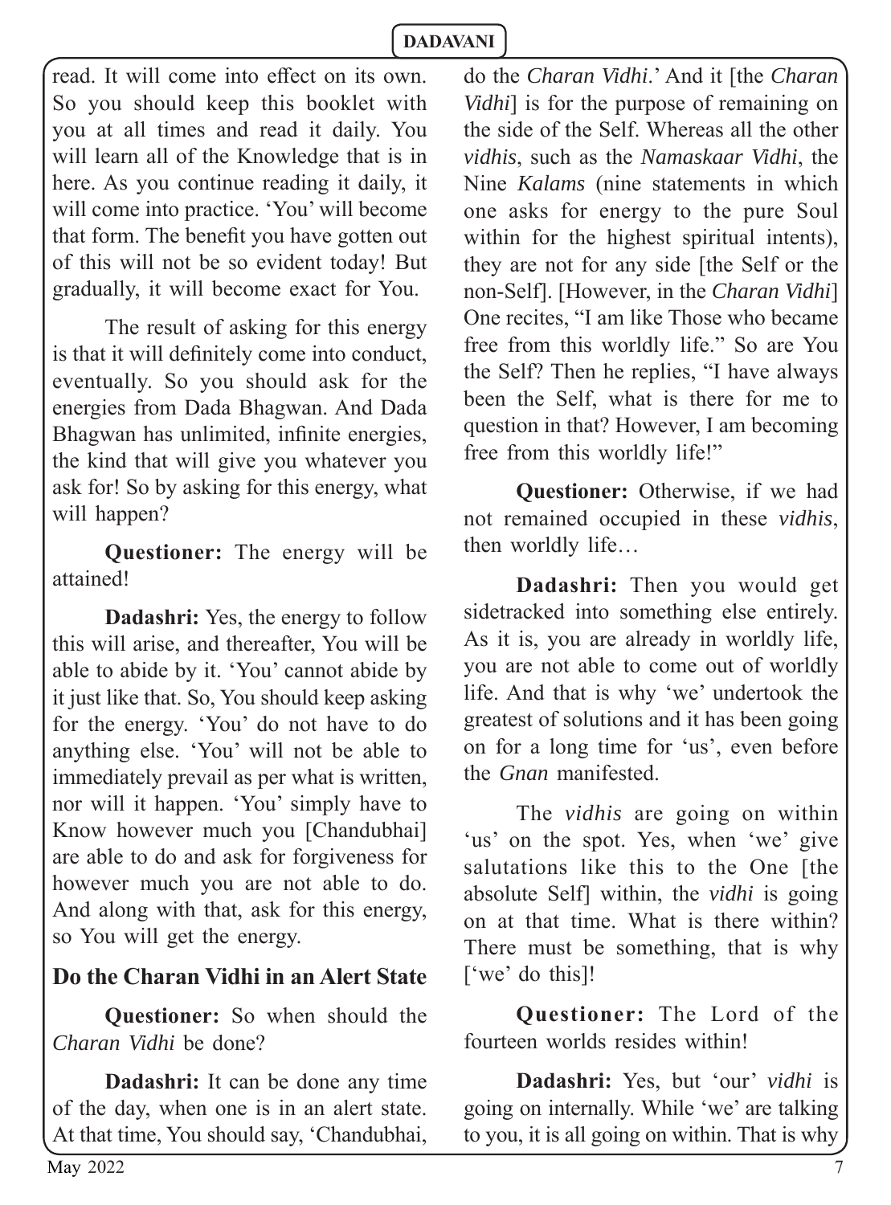read. It will come into effect on its own. So you should keep this booklet with you at all times and read it daily. You will learn all of the Knowledge that is in here. As you continue reading it daily, it will come into practice. 'You' will become that form. The benefit you have gotten out of this will not be so evident today! But gradually, it will become exact for You.

The result of asking for this energy is that it will definitely come into conduct, eventually. So you should ask for the energies from Dada Bhagwan. And Dada Bhagwan has unlimited, infinite energies, the kind that will give you whatever you ask for! So by asking for this energy, what will happen?

**Questioner:** The energy will be attained!

**Dadashri:** Yes, the energy to follow this will arise, and thereafter, You will be able to abide by it. 'You' cannot abide by it just like that. So, You should keep asking for the energy. 'You' do not have to do anything else. 'You' will not be able to immediately prevail as per what is written, nor will it happen. 'You' simply have to Know however much you [Chandubhai] are able to do and ask for forgiveness for however much you are not able to do. And along with that, ask for this energy, so You will get the energy.

## Do the Charan Vidhi in an Alert State

**Questioner:** So when should the *Charan Vidhi* be done?

**Dadashri:** It can be done any time of the day, when one is in an alert state. At that time, You should say, 'Chandubhai, do the *Charan Vidhi*.' And it [the *Charan Vidhi*] is for the purpose of remaining on the side of the Self. Whereas all the other *vidhis*, such as the *Namaskaar Vidhi*, the Nine *Kalams* (nine statements in which one asks for energy to the pure Soul within for the highest spiritual intents), they are not for any side [the Self or the non-Self]. [However, in the *Charan Vidhi*] One recites, "I am like Those who became free from this worldly life." So are You the Self? Then he replies, "I have always been the Self, what is there for me to question in that? However, I am becoming free from this worldly life!"

**Questioner:** Otherwise, if we had not remained occupied in these *vidhis*, then worldly life…

**Dadashri:** Then you would get sidetracked into something else entirely. As it is, you are already in worldly life, you are not able to come out of worldly life. And that is why 'we' undertook the greatest of solutions and it has been going on for a long time for 'us', even before the *Gnan* manifested.

The *vidhis* are going on within 'us' on the spot. Yes, when 'we' give salutations like this to the One [the absolute Self] within, the *vidhi* is going on at that time. What is there within? There must be something, that is why ['we' do this]!

**Questioner:** The Lord of the fourteen worlds resides within!

**Dadashri:** Yes, but 'our' *vidhi* is going on internally. While 'we' are talking to you, it is all going on within. That is why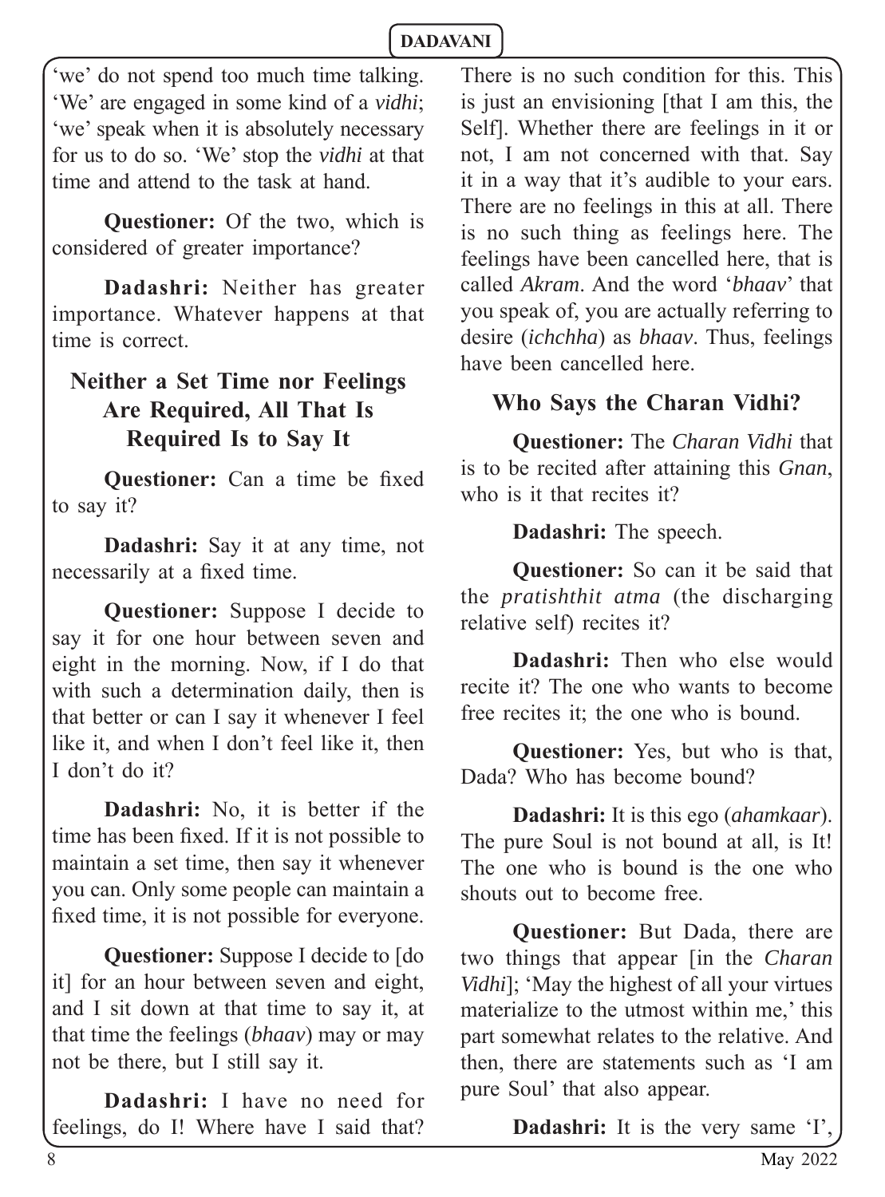'we' do not spend too much time talking. 'We' are engaged in some kind of a *vidhi*; 'we' speak when it is absolutely necessary for us to do so. 'We' stop the *vidhi* at that time and attend to the task at hand.

**Questioner:** Of the two, which is considered of greater importance?

**Dadashri:** Neither has greater importance. Whatever happens at that time is correct.

### Neither a Set Time nor Feelings Are Required, All That Is Required Is to Say It

**Questioner:** Can a time be fixed to say it?

**Dadashri:** Say it at any time, not necessarily at a fixed time.

**Questioner:** Suppose I decide to say it for one hour between seven and eight in the morning. Now, if I do that with such a determination daily, then is that better or can I say it whenever I feel like it, and when I don't feel like it, then I don't do it?

**Dadashri:** No, it is better if the time has been fixed. If it is not possible to maintain a set time, then say it whenever you can. Only some people can maintain a fixed time, it is not possible for everyone.

**Questioner:** Suppose I decide to [do it] for an hour between seven and eight, and I sit down at that time to say it, at that time the feelings (*bhaav*) may or may not be there, but I still say it.

**Dadashri:** I have no need for feelings, do I! Where have I said that? There is no such condition for this. This is just an envisioning [that I am this, the Self]. Whether there are feelings in it or not, I am not concerned with that. Say it in a way that it's audible to your ears. There are no feelings in this at all. There is no such thing as feelings here. The feelings have been cancelled here, that is called *Akram*. And the word '*bhaav*' that you speak of, you are actually referring to desire (*ichchha*) as *bhaav*. Thus, feelings have been cancelled here.

### Who Says the Charan Vidhi?

**Questioner:** The *Charan Vidhi* that is to be recited after attaining this *Gnan*, who is it that recites it?

**Dadashri:** The speech.

**Questioner:** So can it be said that the *pratishthit atma* (the discharging relative self) recites it?

**Dadashri:** Then who else would recite it? The one who wants to become free recites it; the one who is bound.

**Questioner:** Yes, but who is that, Dada? Who has become bound?

**Dadashri:** It is this ego (*ahamkaar*). The pure Soul is not bound at all, is It! The one who is bound is the one who shouts out to become free.

**Questioner:** But Dada, there are two things that appear [in the *Charan Vidhi*]; 'May the highest of all your virtues materialize to the utmost within me,' this part somewhat relates to the relative. And then, there are statements such as 'I am pure Soul' that also appear.

**Dadashri:** It is the very same 'I',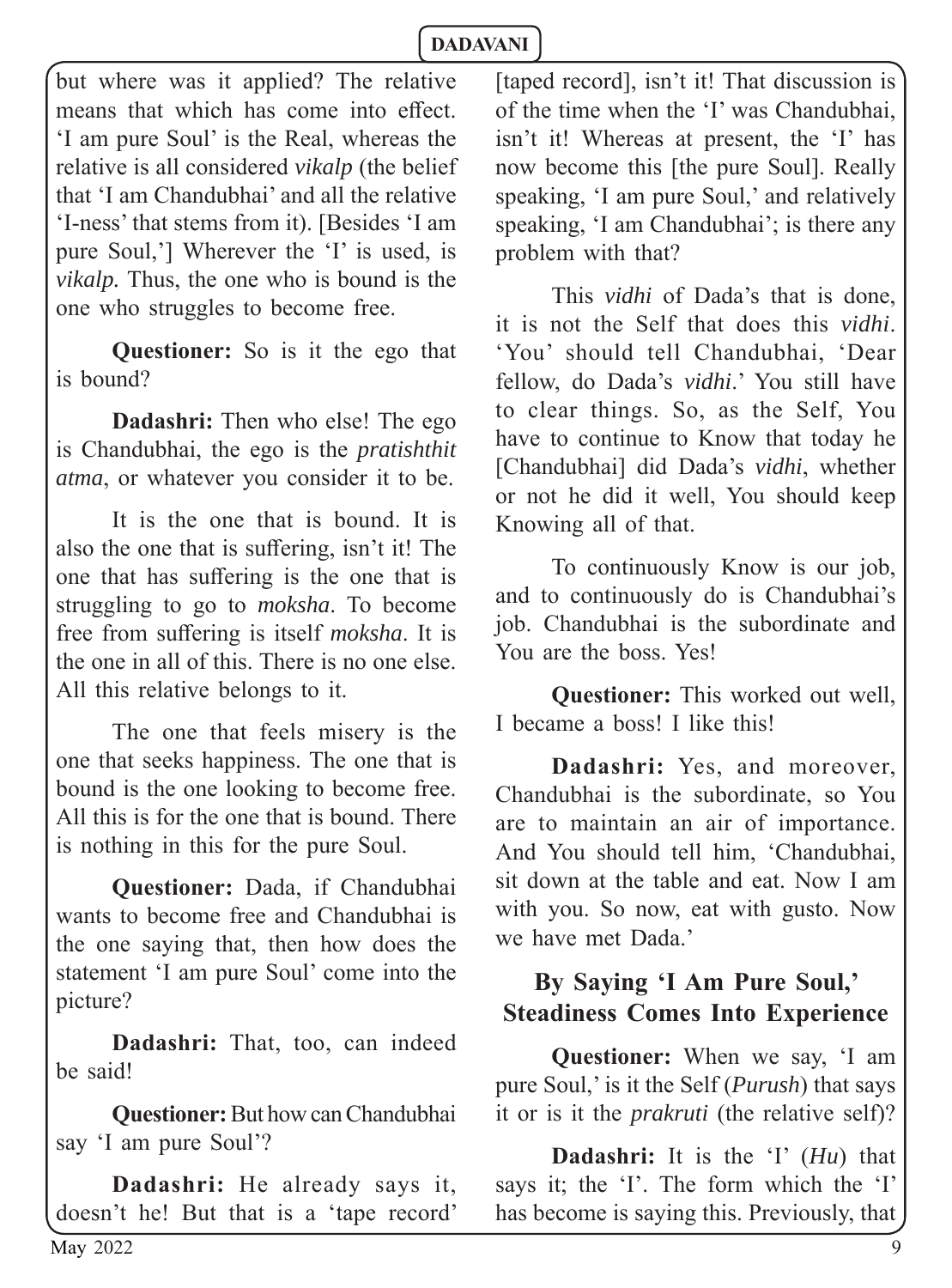but where was it applied? The relative means that which has come into effect. 'I am pure Soul' is the Real, whereas the relative is all considered *vikalp* (the belief that 'I am Chandubhai' and all the relative 'I-ness' that stems from it). [Besides 'I am pure Soul,'] Wherever the 'I' is used, is *vikalp.* Thus, the one who is bound is the one who struggles to become free.

**Questioner:** So is it the ego that is bound?

**Dadashri:** Then who else! The ego is Chandubhai, the ego is the *pratishthit atma*, or whatever you consider it to be.

It is the one that is bound. It is also the one that is suffering, isn't it! The one that has suffering is the one that is struggling to go to *moksha*. To become free from suffering is itself *moksha*. It is the one in all of this. There is no one else. All this relative belongs to it.

The one that feels misery is the one that seeks happiness. The one that is bound is the one looking to become free. All this is for the one that is bound. There is nothing in this for the pure Soul.

**Questioner:** Dada, if Chandubhai wants to become free and Chandubhai is the one saying that, then how does the statement 'I am pure Soul' come into the picture?

**Dadashri:** That, too, can indeed be said!

**Questioner:** But how can Chandubhai say 'I am pure Soul'?

**Dadashri:** He already says it, doesn't he! But that is a 'tape record' [taped record], isn't it! That discussion is of the time when the 'I' was Chandubhai, isn't it! Whereas at present, the 'I' has now become this [the pure Soul]. Really speaking, 'I am pure Soul,' and relatively speaking, 'I am Chandubhai'; is there any problem with that?

This *vidhi* of Dada's that is done, it is not the Self that does this *vidhi*. 'You' should tell Chandubhai, 'Dear fellow, do Dada's *vidhi*.' You still have to clear things. So, as the Self, You have to continue to Know that today he [Chandubhai] did Dada's *vidhi*, whether or not he did it well, You should keep Knowing all of that.

To continuously Know is our job, and to continuously do is Chandubhai's job. Chandubhai is the subordinate and You are the boss. Yes!

**Questioner:** This worked out well, I became a boss! I like this!

**Dadashri:** Yes, and moreover, Chandubhai is the subordinate, so You are to maintain an air of importance. And You should tell him, 'Chandubhai, sit down at the table and eat. Now I am with you. So now, eat with gusto. Now we have met Dada.'

## By Saying 'I Am Pure Soul,' Steadiness Comes Into Experience

**Questioner:** When we say, 'I am pure Soul,' is it the Self (*Purush*) that says it or is it the *prakruti* (the relative self)?

**Dadashri:** It is the 'I' (*Hu*) that says it; the 'I'. The form which the 'I' has become is saying this. Previously, that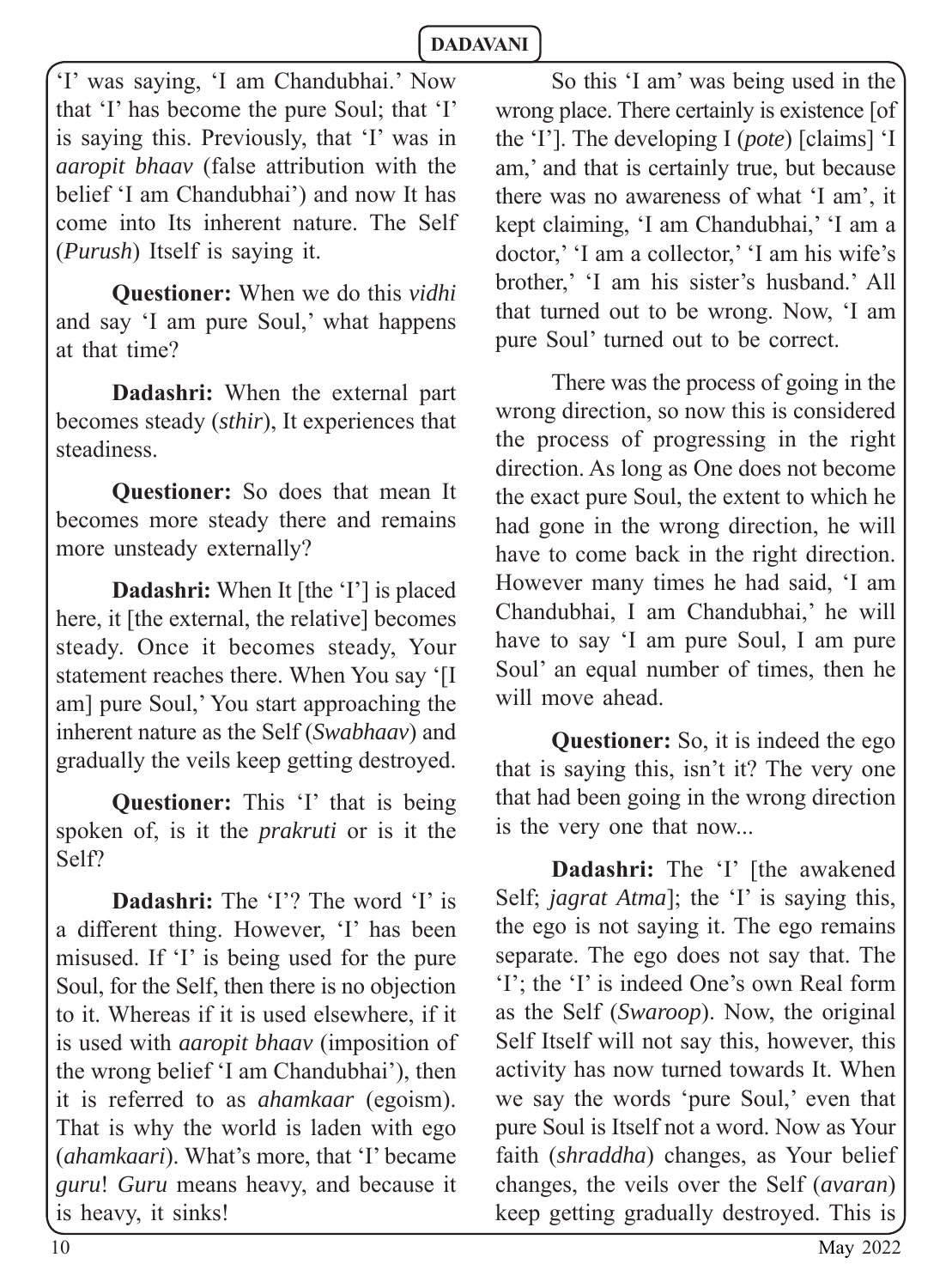'I' was saying, 'I am Chandubhai.' Now that 'I' has become the pure Soul; that 'I' is saying this. Previously, that 'I' was in *aaropit bhaav* (false attribution with the belief 'I am Chandubhai') and now It has come into Its inherent nature. The Self (*Purush*) Itself is saying it.

**Questioner:** When we do this *vidhi* and say 'I am pure Soul,' what happens at that time?

**Dadashri:** When the external part becomes steady (*sthir*), It experiences that steadiness.

**Questioner:** So does that mean It becomes more steady there and remains more unsteady externally?

**Dadashri:** When It [the 'I'] is placed here, it [the external, the relative] becomes steady. Once it becomes steady, Your statement reaches there. When You say '[I am] pure Soul,' You start approaching the inherent nature as the Self (*Swabhaav*) and gradually the veils keep getting destroyed.

**Questioner:** This 'I' that is being spoken of, is it the *prakruti* or is it the Self?

**Dadashri:** The 'I'? The word 'I' is a different thing. However, 'I' has been misused. If 'I' is being used for the pure Soul, for the Self, then there is no objection to it. Whereas if it is used elsewhere, if it is used with *aaropit bhaav* (imposition of the wrong belief 'I am Chandubhai'), then it is referred to as *ahamkaar* (egoism). That is why the world is laden with ego (*ahamkaari*). What's more, that 'I' became *guru*! *Guru* means heavy, and because it is heavy, it sinks!

So this 'I am' was being used in the wrong place. There certainly is existence [of the 'I']. The developing I (*pote*) [claims] 'I am,' and that is certainly true, but because there was no awareness of what 'I am', it kept claiming, 'I am Chandubhai,' 'I am a doctor,' 'I am a collector,' 'I am his wife's brother,' 'I am his sister's husband.' All that turned out to be wrong. Now, 'I am pure Soul' turned out to be correct.

There was the process of going in the wrong direction, so now this is considered the process of progressing in the right direction. As long as One does not become the exact pure Soul, the extent to which he had gone in the wrong direction, he will have to come back in the right direction. However many times he had said, 'I am Chandubhai, I am Chandubhai,' he will have to say 'I am pure Soul, I am pure Soul' an equal number of times, then he will move ahead.

**Questioner:** So, it is indeed the ego that is saying this, isn't it? The very one that had been going in the wrong direction is the very one that now...

**Dadashri:** The 'I' [the awakened Self; *jagrat Atma*]; the 'I' is saying this, the ego is not saying it. The ego remains separate. The ego does not say that. The 'I'; the 'I' is indeed One's own Real form as the Self (*Swaroop*). Now, the original Self Itself will not say this, however, this activity has now turned towards It. When we say the words 'pure Soul,' even that pure Soul is Itself not a word. Now as Your faith (*shraddha*) changes, as Your belief changes, the veils over the Self (*avaran*) keep getting gradually destroyed. This is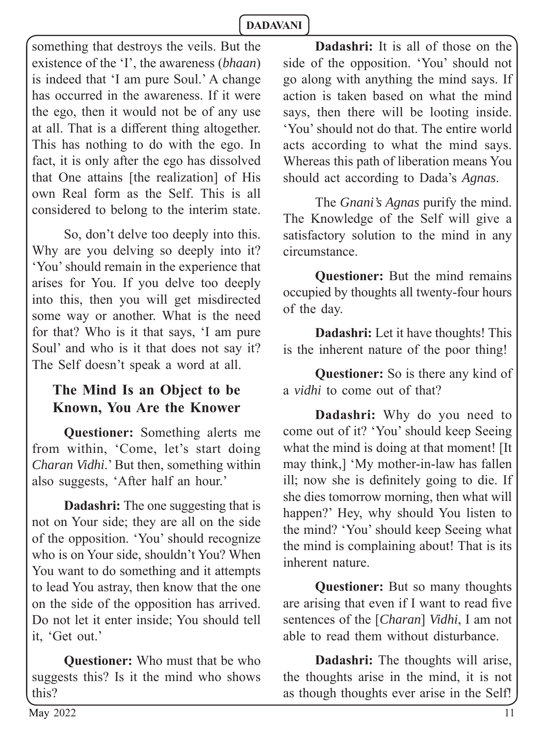something that destroys the veils. But the existence of the 'I', the awareness (*bhaan*) is indeed that 'I am pure Soul.' A change has occurred in the awareness. If it were the ego, then it would not be of any use at all. That is a different thing altogether. This has nothing to do with the ego. In fact, it is only after the ego has dissolved that One attains [the realization] of His own Real form as the Self. This is all considered to belong to the interim state.

So, don't delve too deeply into this. Why are you delving so deeply into it? 'You' should remain in the experience that arises for You. If you delve too deeply into this, then you will get misdirected some way or another. What is the need for that? Who is it that says, 'I am pure Soul' and who is it that does not say it? The Self doesn't speak a word at all.

## The Mind Is an Object to be Known, You Are the Knower

**Questioner:** Something alerts me from within, 'Come, let's start doing *Charan Vidhi*.' But then, something within also suggests, 'After half an hour.'

**Dadashri:** The one suggesting that is not on Your side; they are all on the side of the opposition. 'You' should recognize who is on Your side, shouldn't You? When You want to do something and it attempts to lead You astray, then know that the one on the side of the opposition has arrived. Do not let it enter inside; You should tell it, 'Get out.'

**Questioner:** Who must that be who suggests this? Is it the mind who shows this?

**Dadashri:** It is all of those on the side of the opposition. 'You' should not go along with anything the mind says. If action is taken based on what the mind says, then there will be looting inside. 'You' should not do that. The entire world acts according to what the mind says. Whereas this path of liberation means You should act according to Dada's *Agnas*.

The *Gnani's Agnas* purify the mind. The Knowledge of the Self will give a satisfactory solution to the mind in any circumstance.

**Questioner:** But the mind remains occupied by thoughts all twenty-four hours of the day.

**Dadashri:** Let it have thoughts! This is the inherent nature of the poor thing!

**Questioner:** So is there any kind of a *vidhi* to come out of that?

**Dadashri:** Why do you need to come out of it? 'You' should keep Seeing what the mind is doing at that moment! [It may think,] 'My mother-in-law has fallen ill; now she is definitely going to die. If she dies tomorrow morning, then what will happen?' Hey, why should You listen to the mind? 'You' should keep Seeing what the mind is complaining about! That is its inherent nature.

**Questioner:** But so many thoughts are arising that even if I want to read five sentences of the [*Charan*] *Vidhi*, I am not able to read them without disturbance.

**Dadashri:** The thoughts will arise, the thoughts arise in the mind, it is not as though thoughts ever arise in the Self!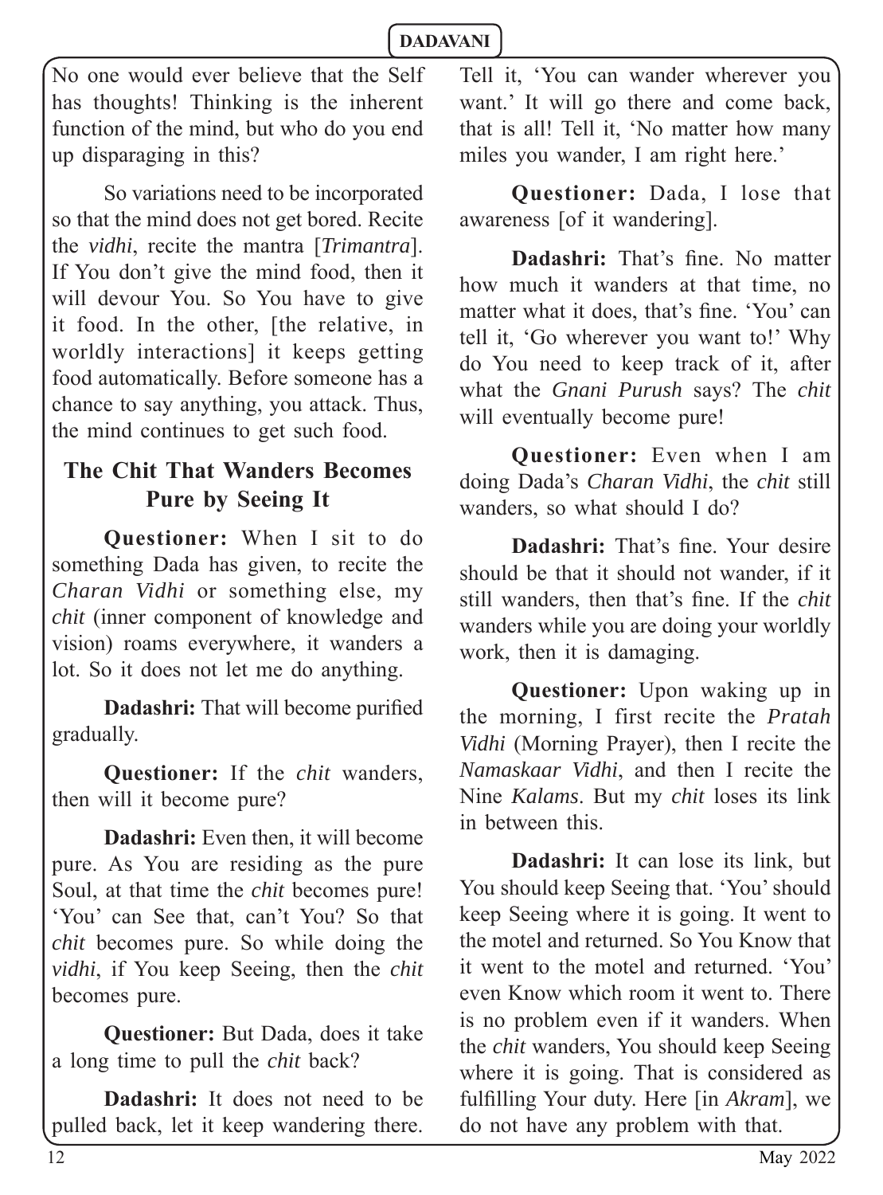No one would ever believe that the Self has thoughts! Thinking is the inherent function of the mind, but who do you end up disparaging in this?

So variations need to be incorporated so that the mind does not get bored. Recite the *vidhi*, recite the mantra [*Trimantra*]. If You don't give the mind food, then it will devour You. So You have to give it food. In the other, [the relative, in worldly interactions] it keeps getting food automatically. Before someone has a chance to say anything, you attack. Thus, the mind continues to get such food.

## The Chit That Wanders Becomes Pure by Seeing It

**Questioner:** When I sit to do something Dada has given, to recite the *Charan Vidhi* or something else, my *chit* (inner component of knowledge and vision) roams everywhere, it wanders a lot. So it does not let me do anything.

**Dadashri:** That will become purified gradually.

**Questioner:** If the *chit* wanders, then will it become pure?

**Dadashri:** Even then, it will become pure. As You are residing as the pure Soul, at that time the *chit* becomes pure! 'You' can See that, can't You? So that *chit* becomes pure. So while doing the *vidhi*, if You keep Seeing, then the *chit* becomes pure.

**Questioner:** But Dada, does it take a long time to pull the *chit* back?

**Dadashri:** It does not need to be pulled back, let it keep wandering there. Tell it, 'You can wander wherever you want.' It will go there and come back, that is all! Tell it, 'No matter how many miles you wander, I am right here.'

**Questioner:** Dada, I lose that awareness [of it wandering].

**Dadashri:** That's fine. No matter how much it wanders at that time, no matter what it does, that's fine. 'You' can tell it, 'Go wherever you want to!' Why do You need to keep track of it, after what the *Gnani Purush* says? The *chit* will eventually become pure!

**Questioner:** Even when I am doing Dada's *Charan Vidhi*, the *chit* still wanders, so what should I do?

**Dadashri:** That's fine. Your desire should be that it should not wander, if it still wanders, then that's fine. If the *chit* wanders while you are doing your worldly work, then it is damaging.

**Questioner:** Upon waking up in the morning, I first recite the *Pratah Vidhi* (Morning Prayer), then I recite the *Namaskaar Vidhi*, and then I recite the Nine *Kalams*. But my *chit* loses its link in between this.

**Dadashri:** It can lose its link, but You should keep Seeing that. 'You' should keep Seeing where it is going. It went to the motel and returned. So You Know that it went to the motel and returned. 'You' even Know which room it went to. There is no problem even if it wanders. When the *chit* wanders, You should keep Seeing where it is going. That is considered as fulfilling Your duty. Here [in *Akram*], we do not have any problem with that.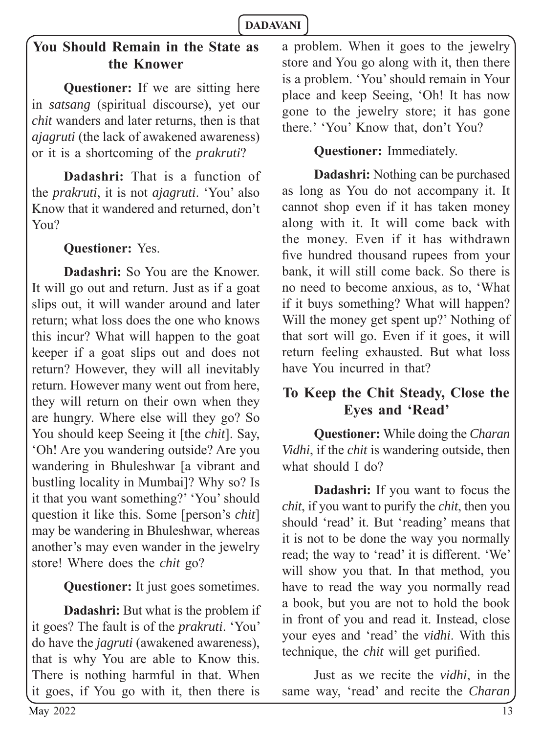## You Should Remain in the State as the Knower

**Questioner:** If we are sitting here in *satsang* (spiritual discourse), yet our *chit* wanders and later returns, then is that *ajagruti* (the lack of awakened awareness) or it is a shortcoming of the *prakruti*?

**Dadashri:** That is a function of the *prakruti*, it is not *ajagruti*. 'You' also Know that it wandered and returned, don't You?

**Questioner:** Yes.

**Dadashri:** So You are the Knower. It will go out and return. Just as if a goat slips out, it will wander around and later return; what loss does the one who knows this incur? What will happen to the goat keeper if a goat slips out and does not return? However, they will all inevitably return. However many went out from here, they will return on their own when they are hungry. Where else will they go? So You should keep Seeing it [the *chit*]. Say, 'Oh! Are you wandering outside? Are you wandering in Bhuleshwar [a vibrant and bustling locality in Mumbai]? Why so? Is it that you want something?' 'You' should question it like this. Some [person's *chit*] may be wandering in Bhuleshwar, whereas another's may even wander in the jewelry store! Where does the *chit* go?

**Questioner:** It just goes sometimes.

**Dadashri:** But what is the problem if it goes? The fault is of the *prakruti*. 'You' do have the *jagruti* (awakened awareness), that is why You are able to Know this. There is nothing harmful in that. When it goes, if You go with it, then there is a problem. When it goes to the jewelry store and You go along with it, then there is a problem. 'You' should remain in Your place and keep Seeing, 'Oh! It has now gone to the jewelry store; it has gone there.' 'You' Know that, don't You?

**Questioner:** Immediately.

**Dadashri:** Nothing can be purchased as long as You do not accompany it. It cannot shop even if it has taken money along with it. It will come back with the money. Even if it has withdrawn five hundred thousand rupees from your bank, it will still come back. So there is no need to become anxious, as to, 'What if it buys something? What will happen? Will the money get spent up?' Nothing of that sort will go. Even if it goes, it will return feeling exhausted. But what loss have You incurred in that?

## To Keep the Chit Steady, Close the Eyes and 'Read'

**Questioner:** While doing the *Charan Vidhi*, if the *chit* is wandering outside, then what should I do?

**Dadashri:** If you want to focus the *chit*, if you want to purify the *chit*, then you should 'read' it. But 'reading' means that it is not to be done the way you normally read; the way to 'read' it is different. 'We' will show you that. In that method, you have to read the way you normally read a book, but you are not to hold the book in front of you and read it. Instead, close your eyes and 'read' the *vidhi*. With this technique, the *chit* will get purified.

Just as we recite the *vidhi*, in the same way, 'read' and recite the *Charan*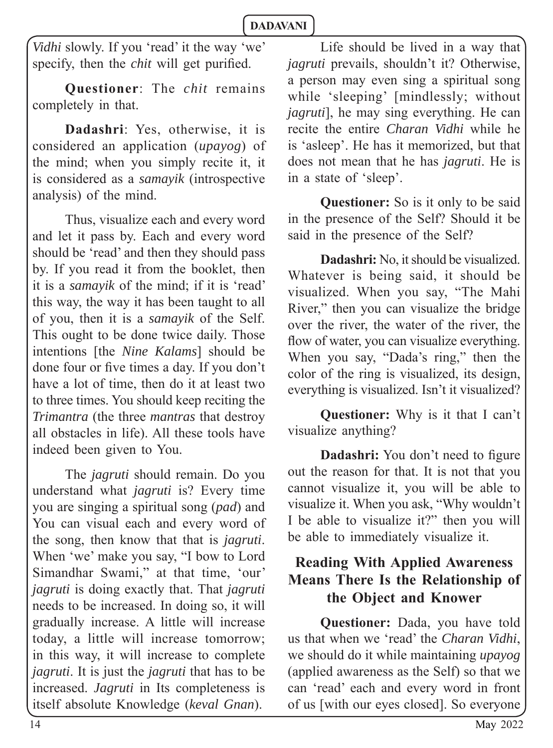*Vidhi* slowly. If you 'read' it the way 'we' specify, then the *chit* will get purified.

**Questioner**: The *chit* remains completely in that.

**Dadashri**: Yes, otherwise, it is considered an application (*upayog*) of the mind; when you simply recite it, it is considered as a *samayik* (introspective analysis) of the mind.

Thus, visualize each and every word and let it pass by. Each and every word should be 'read' and then they should pass by. If you read it from the booklet, then it is a *samayik* of the mind; if it is 'read' this way, the way it has been taught to all of you, then it is a *samayik* of the Self. This ought to be done twice daily. Those intentions [the *Nine Kalams*] should be done four or five times a day. If you don't have a lot of time, then do it at least two to three times. You should keep reciting the *Trimantra* (the three *mantras* that destroy all obstacles in life). All these tools have indeed been given to You.

The *jagruti* should remain. Do you understand what *jagruti* is? Every time you are singing a spiritual song (*pad*) and You can visual each and every word of the song, then know that that is *jagruti*. When 'we' make you say, "I bow to Lord Simandhar Swami," at that time, 'our' *jagruti* is doing exactly that. That *jagruti* needs to be increased. In doing so, it will gradually increase. A little will increase today, a little will increase tomorrow; in this way, it will increase to complete *jagruti*. It is just the *jagruti* that has to be increased. *Jagruti* in Its completeness is itself absolute Knowledge (*keval Gnan*).

Life should be lived in a way that *jagruti* prevails, shouldn't it? Otherwise, a person may even sing a spiritual song while 'sleeping' [mindlessly; without *jagruti*], he may sing everything. He can recite the entire *Charan Vidhi* while he is 'asleep'. He has it memorized, but that does not mean that he has *jagruti*. He is in a state of 'sleep'.

**Questioner:** So is it only to be said in the presence of the Self? Should it be said in the presence of the Self?

**Dadashri:** No, it should be visualized. Whatever is being said, it should be visualized. When you say, "The Mahi River," then you can visualize the bridge over the river, the water of the river, the flow of water, you can visualize everything. When you say, "Dada's ring," then the color of the ring is visualized, its design, everything is visualized. Isn't it visualized?

**Questioner:** Why is it that I can't visualize anything?

**Dadashri:** You don't need to figure out the reason for that. It is not that you cannot visualize it, you will be able to visualize it. When you ask, "Why wouldn't I be able to visualize it?" then you will be able to immediately visualize it.

## Reading With Applied Awareness Means There Is the Relationship of the Object and Knower

**Questioner:** Dada, you have told us that when we 'read' the *Charan Vidhi*, we should do it while maintaining *upayog* (applied awareness as the Self) so that we can 'read' each and every word in front of us [with our eyes closed]. So everyone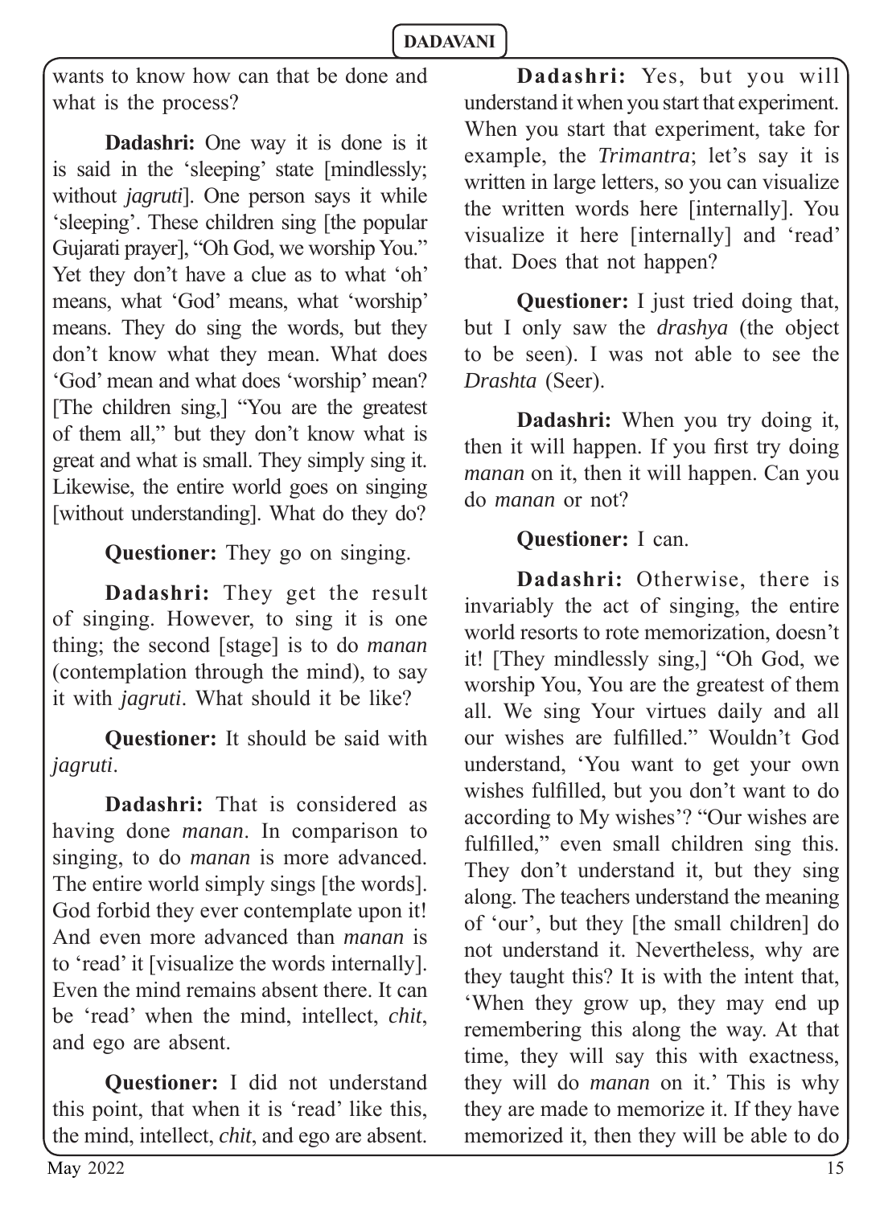wants to know how can that be done and what is the process?

**Dadashri:** One way it is done is it is said in the 'sleeping' state [mindlessly; without *jagruti*]. One person says it while 'sleeping'. These children sing [the popular Gujarati prayer], "Oh God, we worship You." Yet they don't have a clue as to what 'oh' means, what 'God' means, what 'worship' means. They do sing the words, but they don't know what they mean. What does 'God' mean and what does 'worship' mean? [The children sing,] "You are the greatest of them all," but they don't know what is great and what is small. They simply sing it. Likewise, the entire world goes on singing [without understanding]. What do they do?

**Questioner:** They go on singing.

**Dadashri:** They get the result of singing. However, to sing it is one thing; the second [stage] is to do *manan* (contemplation through the mind), to say it with *jagruti*. What should it be like?

**Questioner:** It should be said with *jagruti*.

**Dadashri:** That is considered as having done *manan*. In comparison to singing, to do *manan* is more advanced. The entire world simply sings [the words]. God forbid they ever contemplate upon it! And even more advanced than *manan* is to 'read' it [visualize the words internally]. Even the mind remains absent there. It can be 'read' when the mind, intellect, *chit*, and ego are absent.

**Questioner:** I did not understand this point, that when it is 'read' like this, the mind, intellect, *chit*, and ego are absent.

**Dadashri:** Yes, but you will understand it when you start that experiment. When you start that experiment, take for example, the *Trimantra*; let's say it is written in large letters, so you can visualize the written words here [internally]. You visualize it here [internally] and 'read' that. Does that not happen?

**Questioner:** I just tried doing that, but I only saw the *drashya* (the object to be seen). I was not able to see the *Drashta* (Seer).

**Dadashri:** When you try doing it, then it will happen. If you first try doing *manan* on it, then it will happen. Can you do *manan* or not?

**Questioner:** I can.

**Dadashri:** Otherwise, there is invariably the act of singing, the entire world resorts to rote memorization, doesn't it! [They mindlessly sing,] "Oh God, we worship You, You are the greatest of them all. We sing Your virtues daily and all our wishes are fulfilled." Wouldn't God understand, 'You want to get your own wishes fulfilled, but you don't want to do according to My wishes'? "Our wishes are fulfilled," even small children sing this. They don't understand it, but they sing along. The teachers understand the meaning of 'our', but they [the small children] do not understand it. Nevertheless, why are they taught this? It is with the intent that, 'When they grow up, they may end up remembering this along the way. At that time, they will say this with exactness, they will do *manan* on it.' This is why they are made to memorize it. If they have memorized it, then they will be able to do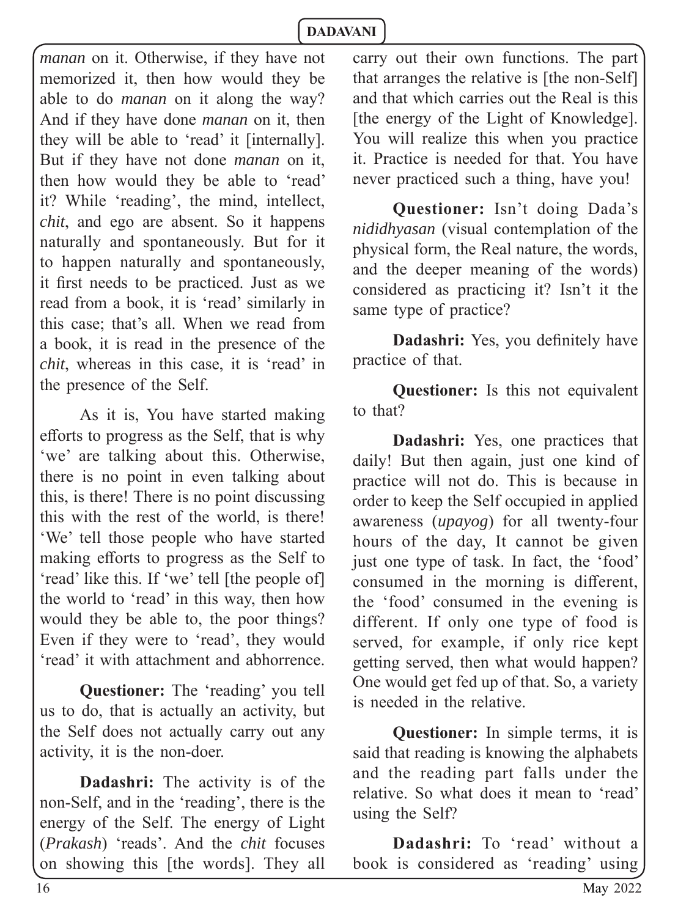*manan* on it. Otherwise, if they have not memorized it, then how would they be able to do *manan* on it along the way? And if they have done *manan* on it, then they will be able to 'read' it [internally]. But if they have not done *manan* on it, then how would they be able to 'read' it? While 'reading', the mind, intellect, *chit*, and ego are absent. So it happens naturally and spontaneously. But for it to happen naturally and spontaneously, it first needs to be practiced. Just as we read from a book, it is 'read' similarly in this case; that's all. When we read from a book, it is read in the presence of the *chit*, whereas in this case, it is 'read' in the presence of the Self.

As it is, You have started making efforts to progress as the Self, that is why 'we' are talking about this. Otherwise, there is no point in even talking about this, is there! There is no point discussing this with the rest of the world, is there! 'We' tell those people who have started making efforts to progress as the Self to 'read' like this. If 'we' tell [the people of] the world to 'read' in this way, then how would they be able to, the poor things? Even if they were to 'read', they would 'read' it with attachment and abhorrence.

**Questioner:** The 'reading' you tell us to do, that is actually an activity, but the Self does not actually carry out any activity, it is the non-doer.

**Dadashri:** The activity is of the non-Self, and in the 'reading', there is the energy of the Self. The energy of Light (*Prakash*) 'reads'. And the *chit* focuses on showing this [the words]. They all carry out their own functions. The part that arranges the relative is [the non-Self] and that which carries out the Real is this [the energy of the Light of Knowledge]. You will realize this when you practice it. Practice is needed for that. You have never practiced such a thing, have you!

**Questioner:** Isn't doing Dada's *nididhyasan* (visual contemplation of the physical form, the Real nature, the words, and the deeper meaning of the words) considered as practicing it? Isn't it the same type of practice?

**Dadashri:** Yes, you definitely have practice of that.

**Questioner:** Is this not equivalent to that?

**Dadashri:** Yes, one practices that daily! But then again, just one kind of practice will not do. This is because in order to keep the Self occupied in applied awareness (*upayog*) for all twenty-four hours of the day, It cannot be given just one type of task. In fact, the 'food' consumed in the morning is different, the 'food' consumed in the evening is different. If only one type of food is served, for example, if only rice kept getting served, then what would happen? One would get fed up of that. So, a variety is needed in the relative.

**Questioner:** In simple terms, it is said that reading is knowing the alphabets and the reading part falls under the relative. So what does it mean to 'read' using the Self?

**Dadashri:** To 'read' without a book is considered as 'reading' using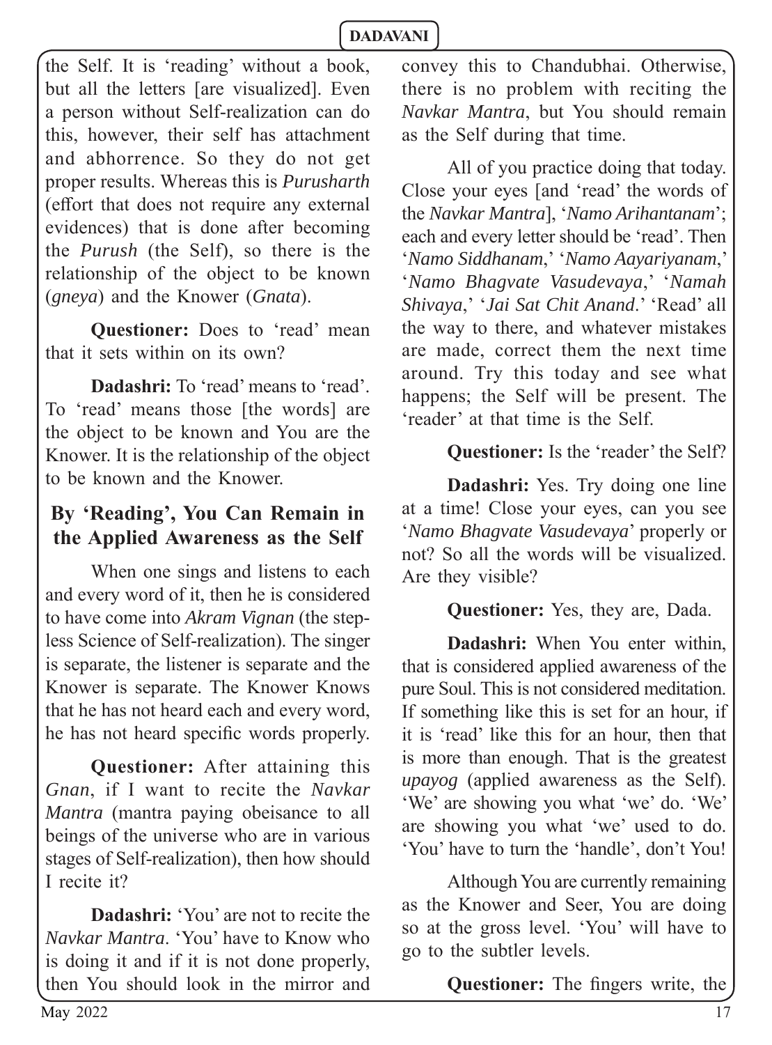the Self. It is 'reading' without a book, but all the letters [are visualized]. Even a person without Self-realization can do this, however, their self has attachment and abhorrence. So they do not get proper results. Whereas this is *Purusharth* (effort that does not require any external evidences) that is done after becoming the *Purush* (the Self), so there is the relationship of the object to be known (*gneya*) and the Knower (*Gnata*).

**Questioner:** Does to 'read' mean that it sets within on its own?

**Dadashri:** To 'read' means to 'read'. To 'read' means those [the words] are the object to be known and You are the Knower. It is the relationship of the object to be known and the Knower.

## By 'Reading', You Can Remain in the Applied Awareness as the Self

When one sings and listens to each and every word of it, then he is considered to have come into *Akram Vignan* (the step-less Science of Self-realization). The singer is separate, the listener is separate and the Knower is separate. The Knower Knows that he has not heard each and every word, he has not heard specific words properly.

**Questioner:** After attaining this *Gnan*, if I want to recite the *Navkar Mantra* (mantra paying obeisance to all beings of the universe who are in various stages of Self-realization), then how should I recite it?

**Dadashri:** 'You' are not to recite the *Navkar Mantra*. 'You' have to Know who is doing it and if it is not done properly, then You should look in the mirror and convey this to Chandubhai. Otherwise, there is no problem with reciting the *Navkar Mantra*, but You should remain as the Self during that time.

All of you practice doing that today. Close your eyes [and 'read' the words of the *Navkar Mantra*], '*Namo Arihantanam*'; each and every letter should be 'read'. Then '*Namo Siddhanam*,' '*Namo Aayariyanam*,' '*Namo Bhagvate Vasudevaya*,' '*Namah Shivaya*,' '*Jai Sat Chit Anand*.' 'Read' all the way to there, and whatever mistakes are made, correct them the next time around. Try this today and see what happens; the Self will be present. The 'reader' at that time is the Self.

**Questioner:** Is the 'reader' the Self?

**Dadashri:** Yes. Try doing one line at a time! Close your eyes, can you see '*Namo Bhagvate Vasudevaya*' properly or not? So all the words will be visualized. Are they visible?

**Questioner:** Yes, they are, Dada.

**Dadashri:** When You enter within, that is considered applied awareness of the pure Soul. This is not considered meditation. If something like this is set for an hour, if it is 'read' like this for an hour, then that is more than enough. That is the greatest *upayog* (applied awareness as the Self). 'We' are showing you what 'we' do. 'We' are showing you what 'we' used to do. 'You' have to turn the 'handle', don't You!

Although You are currently remaining as the Knower and Seer, You are doing so at the gross level. 'You' will have to go to the subtler levels.

**Questioner:** The fingers write, the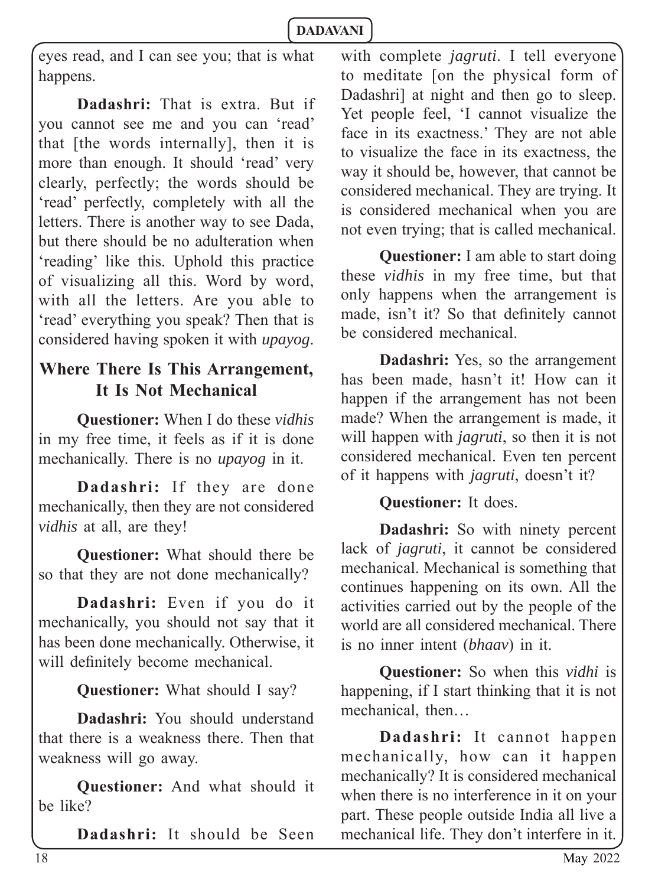eyes read, and I can see you; that is what happens.

**Dadashri:** That is extra. But if you cannot see me and you can 'read' that [the words internally], then it is more than enough. It should 'read' very clearly, perfectly; the words should be 'read' perfectly, completely with all the letters. There is another way to see Dada, but there should be no adulteration when 'reading' like this. Uphold this practice of visualizing all this. Word by word, with all the letters. Are you able to 'read' everything you speak? Then that is considered having spoken it with *upayog*.

## Where There Is This Arrangement, It Is Not Mechanical

**Questioner:** When I do these *vidhis* in my free time, it feels as if it is done mechanically. There is no *upayog* in it.

**Dadashri:** If they are done mechanically, then they are not considered *vidhis* at all, are they!

**Questioner:** What should there be so that they are not done mechanically?

**Dadashri:** Even if you do it mechanically, you should not say that it has been done mechanically. Otherwise, it will definitely become mechanical.

**Questioner:** What should I say?

**Dadashri:** You should understand that there is a weakness there. Then that weakness will go away.

**Questioner:** And what should it be like?

**Dadashri:** It should be Seen with complete *jagruti*. I tell everyone to meditate [on the physical form of Dadashri] at night and then go to sleep. Yet people feel, 'I cannot visualize the face in its exactness.' They are not able to visualize the face in its exactness, the way it should be, however, that cannot be considered mechanical. They are trying. It is considered mechanical when you are not even trying; that is called mechanical.

**Questioner:** I am able to start doing these *vidhis* in my free time, but that only happens when the arrangement is made, isn't it? So that definitely cannot be considered mechanical.

**Dadashri:** Yes, so the arrangement has been made, hasn't it! How can it happen if the arrangement has not been made? When the arrangement is made, it will happen with *jagruti*, so then it is not considered mechanical. Even ten percent of it happens with *jagruti*, doesn't it?

**Questioner:** It does.

**Dadashri:** So with ninety percent lack of *jagruti*, it cannot be considered mechanical. Mechanical is something that continues happening on its own. All the activities carried out by the people of the world are all considered mechanical. There is no inner intent (*bhaav*) in it.

**Questioner:** So when this *vidhi* is happening, if I start thinking that it is not mechanical, then…

**Dadashri:** It cannot happen mechanically, how can it happen mechanically? It is considered mechanical when there is no interference in it on your part. These people outside India all live a mechanical life. They don't interfere in it.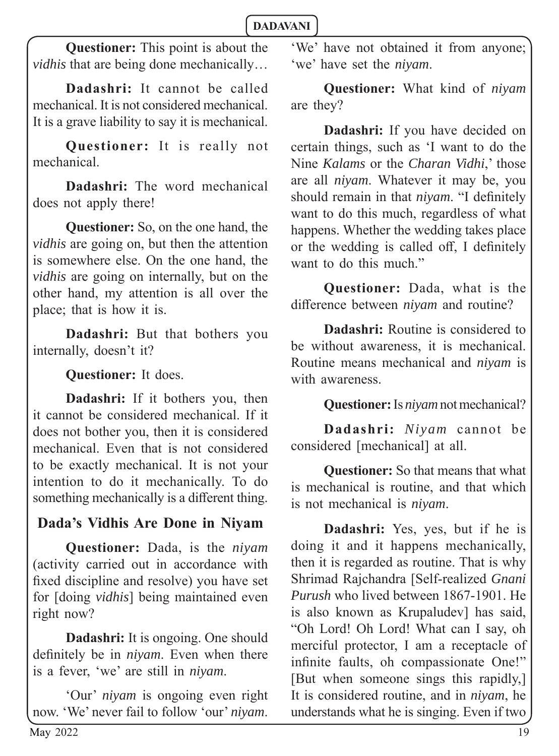**Questioner:** This point is about the *vidhis* that are being done mechanically…

**Dadashri:** It cannot be called mechanical. It is not considered mechanical. It is a grave liability to say it is mechanical.

**Questioner:** It is really not mechanical.

**Dadashri:** The word mechanical does not apply there!

**Questioner:** So, on the one hand, the *vidhis* are going on, but then the attention is somewhere else. On the one hand, the *vidhis* are going on internally, but on the other hand, my attention is all over the place; that is how it is.

**Dadashri:** But that bothers you internally, doesn't it?

**Questioner:** It does.

**Dadashri:** If it bothers you, then it cannot be considered mechanical. If it does not bother you, then it is considered mechanical. Even that is not considered to be exactly mechanical. It is not your intention to do it mechanically. To do something mechanically is a different thing.

## Dada's Vidhis Are Done in Niyam

**Questioner:** Dada, is the *niyam* (activity carried out in accordance with fixed discipline and resolve) you have set for [doing *vidhis*] being maintained even right now?

**Dadashri:** It is ongoing. One should definitely be in *niyam*. Even when there is a fever, 'we' are still in *niyam*.

'Our' *niyam* is ongoing even right now. 'We' never fail to follow 'our' *niyam*. 'We' have not obtained it from anyone; 'we' have set the *niyam*.

**Questioner:** What kind of *niyam* are they?

**Dadashri:** If you have decided on certain things, such as 'I want to do the Nine *Kalams* or the *Charan Vidhi*,' those are all *niyam*. Whatever it may be, you should remain in that *niyam*. "I definitely want to do this much, regardless of what happens. Whether the wedding takes place or the wedding is called off, I definitely want to do this much."

**Questioner:** Dada, what is the difference between *niyam* and routine?

**Dadashri:** Routine is considered to be without awareness, it is mechanical. Routine means mechanical and *niyam* is with awareness.

**Questioner:** Is *niyam* not mechanical?

**Dadashri:** *Niyam* cannot be considered [mechanical] at all.

**Questioner:** So that means that what is mechanical is routine, and that which is not mechanical is *niyam*.

**Dadashri:** Yes, yes, but if he is doing it and it happens mechanically, then it is regarded as routine. That is why Shrimad Rajchandra [Self-realized *Gnani Purush* who lived between 1867-1901. He is also known as Krupaludev] has said, "Oh Lord! Oh Lord! What can I say, oh merciful protector, I am a receptacle of infinite faults, oh compassionate One!" [But when someone sings this rapidly,] It is considered routine, and in *niyam*, he understands what he is singing. Even if two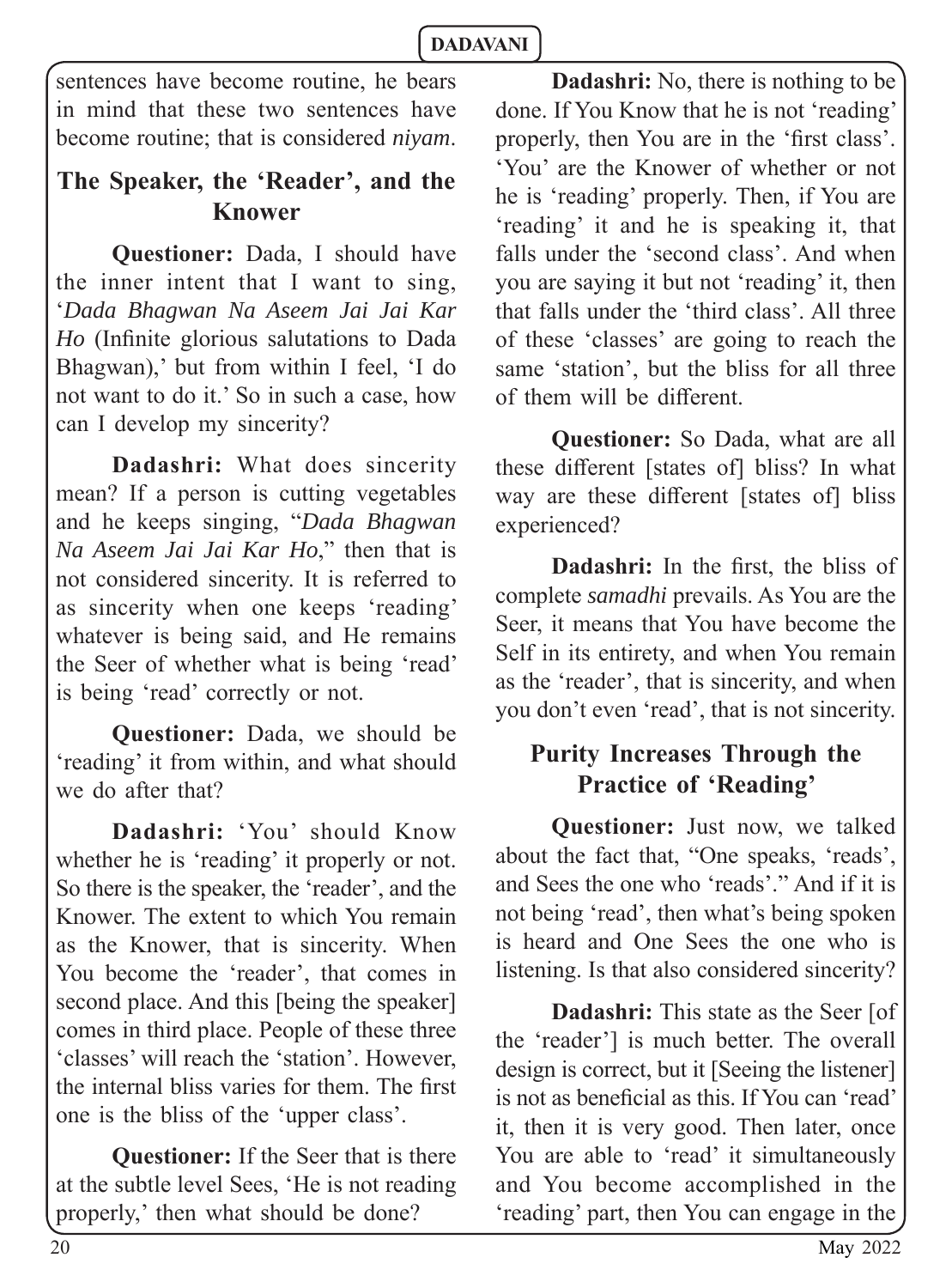sentences have become routine, he bears in mind that these two sentences have become routine; that is considered *niyam*.

## The Speaker, the 'Reader', and the Knower

**Questioner:** Dada, I should have the inner intent that I want to sing, '*Dada Bhagwan Na Aseem Jai Jai Kar Ho* (Infinite glorious salutations to Dada Bhagwan),' but from within I feel, 'I do not want to do it.' So in such a case, how can I develop my sincerity?

**Dadashri:** What does sincerity mean? If a person is cutting vegetables and he keeps singing, "*Dada Bhagwan Na Aseem Jai Jai Kar Ho*," then that is not considered sincerity. It is referred to as sincerity when one keeps 'reading' whatever is being said, and He remains the Seer of whether what is being 'read' is being 'read' correctly or not.

**Questioner:** Dada, we should be 'reading' it from within, and what should we do after that?

**Dadashri:** 'You' should Know whether he is 'reading' it properly or not. So there is the speaker, the 'reader', and the Knower. The extent to which You remain as the Knower, that is sincerity. When You become the 'reader', that comes in second place. And this [being the speaker] comes in third place. People of these three 'classes' will reach the 'station'. However, the internal bliss varies for them. The first one is the bliss of the 'upper class'.

**Questioner:** If the Seer that is there at the subtle level Sees, 'He is not reading properly,' then what should be done?

**Dadashri:** No, there is nothing to be done. If You Know that he is not 'reading' properly, then You are in the 'first class'. 'You' are the Knower of whether or not he is 'reading' properly. Then, if You are 'reading' it and he is speaking it, that falls under the 'second class'. And when you are saying it but not 'reading' it, then that falls under the 'third class'. All three of these 'classes' are going to reach the same 'station', but the bliss for all three of them will be different.

**Questioner:** So Dada, what are all these different [states of] bliss? In what way are these different [states of] bliss experienced?

**Dadashri:** In the first, the bliss of complete *samadhi* prevails. As You are the Seer, it means that You have become the Self in its entirety, and when You remain as the 'reader', that is sincerity, and when you don't even 'read', that is not sincerity.

## Purity Increases Through the Practice of 'Reading'

**Questioner:** Just now, we talked about the fact that, "One speaks, 'reads', and Sees the one who 'reads'." And if it is not being 'read', then what's being spoken is heard and One Sees the one who is listening. Is that also considered sincerity?

**Dadashri:** This state as the Seer [of the 'reader'] is much better. The overall design is correct, but it [Seeing the listener] is not as beneficial as this. If You can 'read' it, then it is very good. Then later, once You are able to 'read' it simultaneously and You become accomplished in the 'reading' part, then You can engage in the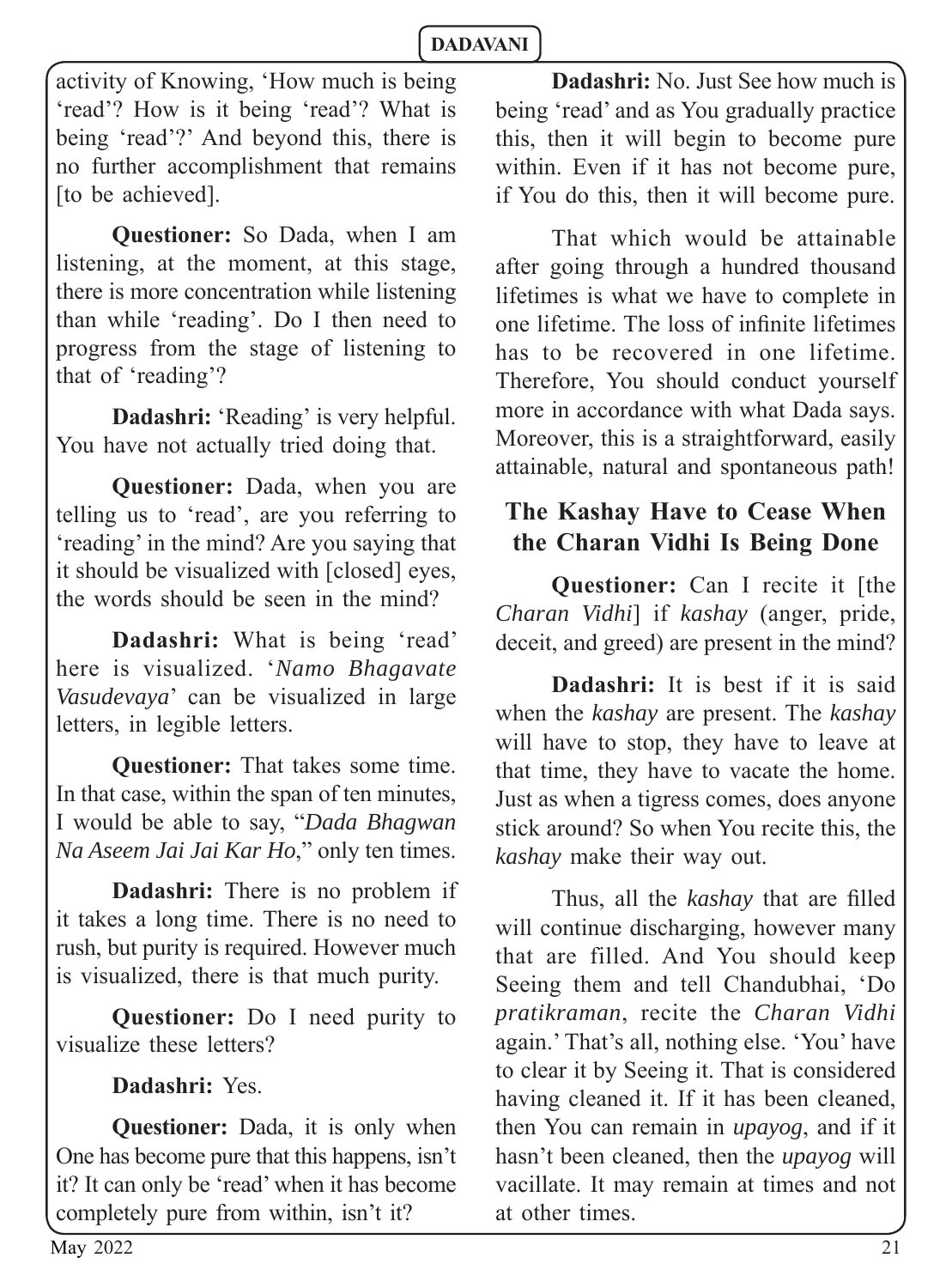activity of Knowing, 'How much is being 'read'? How is it being 'read'? What is being 'read'?' And beyond this, there is no further accomplishment that remains [to be achieved].

**Questioner:** So Dada, when I am listening, at the moment, at this stage, there is more concentration while listening than while 'reading'. Do I then need to progress from the stage of listening to that of 'reading'?

**Dadashri:** 'Reading' is very helpful. You have not actually tried doing that.

**Questioner:** Dada, when you are telling us to 'read', are you referring to 'reading' in the mind? Are you saying that it should be visualized with [closed] eyes, the words should be seen in the mind?

**Dadashri:** What is being 'read' here is visualized. '*Namo Bhagavate Vasudevaya*' can be visualized in large letters, in legible letters.

**Questioner:** That takes some time. In that case, within the span of ten minutes, I would be able to say, "*Dada Bhagwan Na Aseem Jai Jai Kar Ho*," only ten times.

**Dadashri:** There is no problem if it takes a long time. There is no need to rush, but purity is required. However much is visualized, there is that much purity.

**Questioner:** Do I need purity to visualize these letters?

**Dadashri:** Yes.

**Questioner:** Dada, it is only when One has become pure that this happens, isn't it? It can only be 'read' when it has become completely pure from within, isn't it?

**Dadashri:** No. Just See how much is being 'read' and as You gradually practice this, then it will begin to become pure within. Even if it has not become pure, if You do this, then it will become pure.

That which would be attainable after going through a hundred thousand lifetimes is what we have to complete in one lifetime. The loss of infinite lifetimes has to be recovered in one lifetime. Therefore, You should conduct yourself more in accordance with what Dada says. Moreover, this is a straightforward, easily attainable, natural and spontaneous path!

## The Kashay Have to Cease When the Charan Vidhi Is Being Done

**Questioner:** Can I recite it [the *Charan Vidhi*] if *kashay* (anger, pride, deceit, and greed) are present in the mind?

**Dadashri:** It is best if it is said when the *kashay* are present. The *kashay* will have to stop, they have to leave at that time, they have to vacate the home. Just as when a tigress comes, does anyone stick around? So when You recite this, the *kashay* make their way out.

Thus, all the *kashay* that are filled will continue discharging, however many that are filled. And You should keep Seeing them and tell Chandubhai, 'Do *pratikraman*, recite the *Charan Vidhi* again.' That's all, nothing else. 'You' have to clear it by Seeing it. That is considered having cleaned it. If it has been cleaned, then You can remain in *upayog*, and if it hasn't been cleaned, then the *upayog* will vacillate. It may remain at times and not at other times.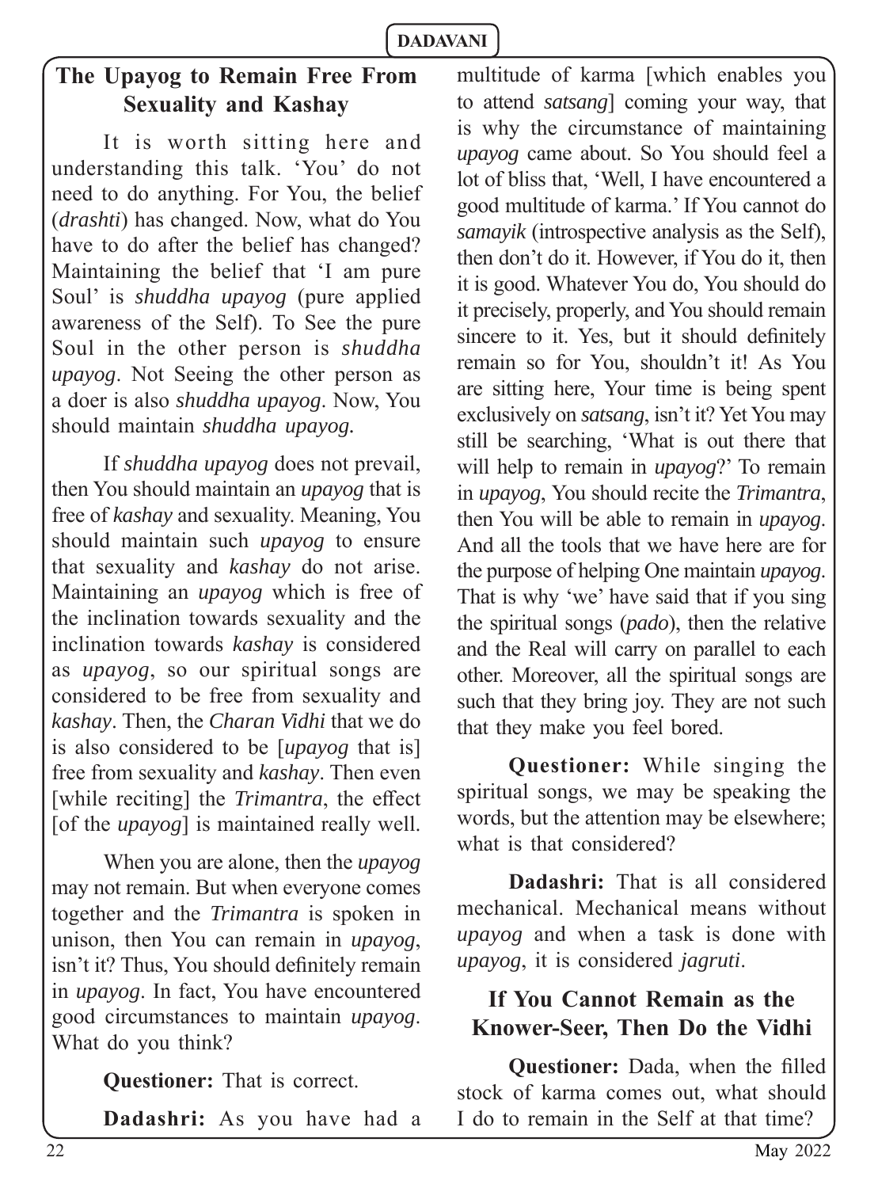## The Upayog to Remain Free From Sexuality and Kashay

It is worth sitting here and understanding this talk. 'You' do not need to do anything. For You, the belief (*drashti*) has changed. Now, what do You have to do after the belief has changed? Maintaining the belief that 'I am pure Soul' is *shuddha upayog* (pure applied awareness of the Self). To See the pure Soul in the other person is *shuddha upayog*. Not Seeing the other person as a doer is also *shuddha upayog*. Now, You should maintain *shuddha upayog.*

If *shuddha upayog* does not prevail, then You should maintain an *upayog* that is free of *kashay* and sexuality. Meaning, You should maintain such *upayog* to ensure that sexuality and *kashay* do not arise. Maintaining an *upayog* which is free of the inclination towards sexuality and the inclination towards *kashay* is considered as *upayog*, so our spiritual songs are considered to be free from sexuality and *kashay*. Then, the *Charan Vidhi* that we do is also considered to be [*upayog* that is] free from sexuality and *kashay*. Then even [while reciting] the *Trimantra*, the effect [of the *upayog*] is maintained really well.

When you are alone, then the *upayog* may not remain. But when everyone comes together and the *Trimantra* is spoken in unison, then You can remain in *upayog*, isn't it? Thus, You should definitely remain in *upayog*. In fact, You have encountered good circumstances to maintain *upayog*. What do you think?

**Questioner:** That is correct.

**Dadashri:** As you have had a multitude of karma [which enables you to attend *satsang*] coming your way, that is why the circumstance of maintaining *upayog* came about. So You should feel a lot of bliss that, 'Well, I have encountered a good multitude of karma.' If You cannot do *samayik* (introspective analysis as the Self), then don't do it. However, if You do it, then it is good. Whatever You do, You should do it precisely, properly, and You should remain sincere to it. Yes, but it should definitely remain so for You, shouldn't it! As You are sitting here, Your time is being spent exclusively on *satsang*, isn't it? Yet You may still be searching, 'What is out there that will help to remain in *upayog*?' To remain in *upayog*, You should recite the *Trimantra*, then You will be able to remain in *upayog*. And all the tools that we have here are for the purpose of helping One maintain *upayog*. That is why 'we' have said that if you sing the spiritual songs (*pado*), then the relative and the Real will carry on parallel to each other. Moreover, all the spiritual songs are such that they bring joy. They are not such that they make you feel bored.

**Questioner:** While singing the spiritual songs, we may be speaking the words, but the attention may be elsewhere; what is that considered?

**Dadashri:** That is all considered mechanical. Mechanical means without *upayog* and when a task is done with *upayog*, it is considered *jagruti*.

## If You Cannot Remain as the Knower-Seer, Then Do the Vidhi

**Questioner:** Dada, when the filled stock of karma comes out, what should I do to remain in the Self at that time?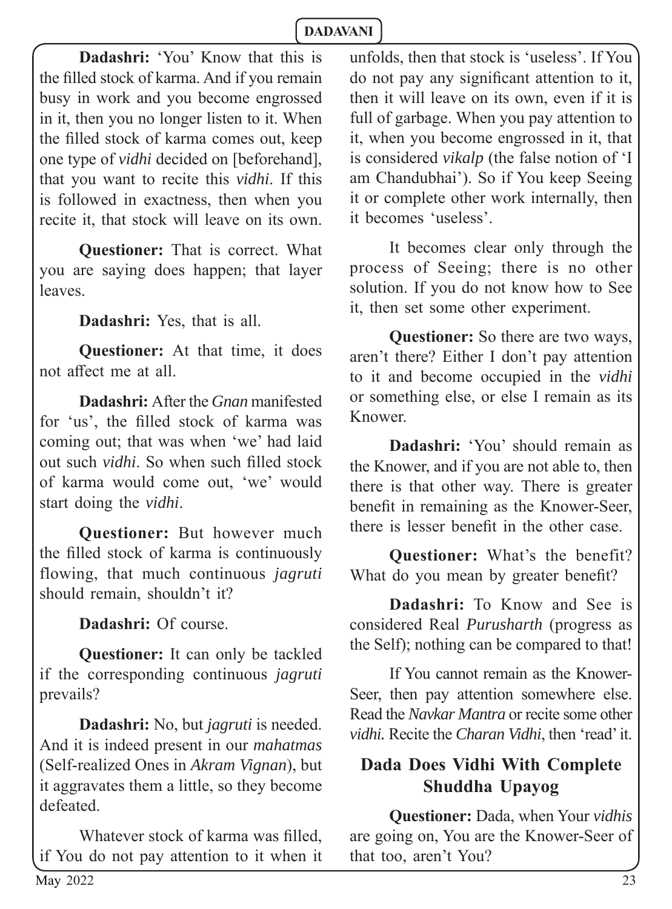**Dadashri:** 'You' Know that this is the filled stock of karma. And if you remain busy in work and you become engrossed in it, then you no longer listen to it. When the filled stock of karma comes out, keep one type of *vidhi* decided on [beforehand], that you want to recite this *vidhi*. If this is followed in exactness, then when you recite it, that stock will leave on its own.

**Questioner:** That is correct. What you are saying does happen; that layer leaves.

**Dadashri:** Yes, that is all.

**Questioner:** At that time, it does not affect me at all.

**Dadashri:** After the *Gnan* manifested for 'us', the filled stock of karma was coming out; that was when 'we' had laid out such *vidhi*. So when such filled stock of karma would come out, 'we' would start doing the *vidhi*.

**Questioner:** But however much the filled stock of karma is continuously flowing, that much continuous *jagruti* should remain, shouldn't it?

**Dadashri:** Of course.

**Questioner:** It can only be tackled if the corresponding continuous *jagruti* prevails?

**Dadashri:** No, but *jagruti* is needed. And it is indeed present in our *mahatmas* (Self-realized Ones in *Akram Vignan*), but it aggravates them a little, so they become defeated.

Whatever stock of karma was filled, if You do not pay attention to it when it unfolds, then that stock is 'useless'. If You do not pay any significant attention to it, then it will leave on its own, even if it is full of garbage. When you pay attention to it, when you become engrossed in it, that is considered *vikalp* (the false notion of 'I am Chandubhai'). So if You keep Seeing it or complete other work internally, then it becomes 'useless'.

It becomes clear only through the process of Seeing; there is no other solution. If you do not know how to See it, then set some other experiment.

**Questioner:** So there are two ways, aren't there? Either I don't pay attention to it and become occupied in the *vidhi* or something else, or else I remain as its Knower.

**Dadashri:** 'You' should remain as the Knower, and if you are not able to, then there is that other way. There is greater benefit in remaining as the Knower-Seer, there is lesser benefit in the other case.

**Questioner:** What's the benefit? What do you mean by greater benefit?

**Dadashri:** To Know and See is considered Real *Purusharth* (progress as the Self); nothing can be compared to that!

If You cannot remain as the Knower-Seer, then pay attention somewhere else. Read the *Navkar Mantra* or recite some other *vidhi*. Recite the *Charan Vidhi*, then 'read' it.

## Dada Does Vidhi With Complete Shuddha Upayog

**Questioner:** Dada, when Your *vidhis* are going on, You are the Knower-Seer of that too, aren't You?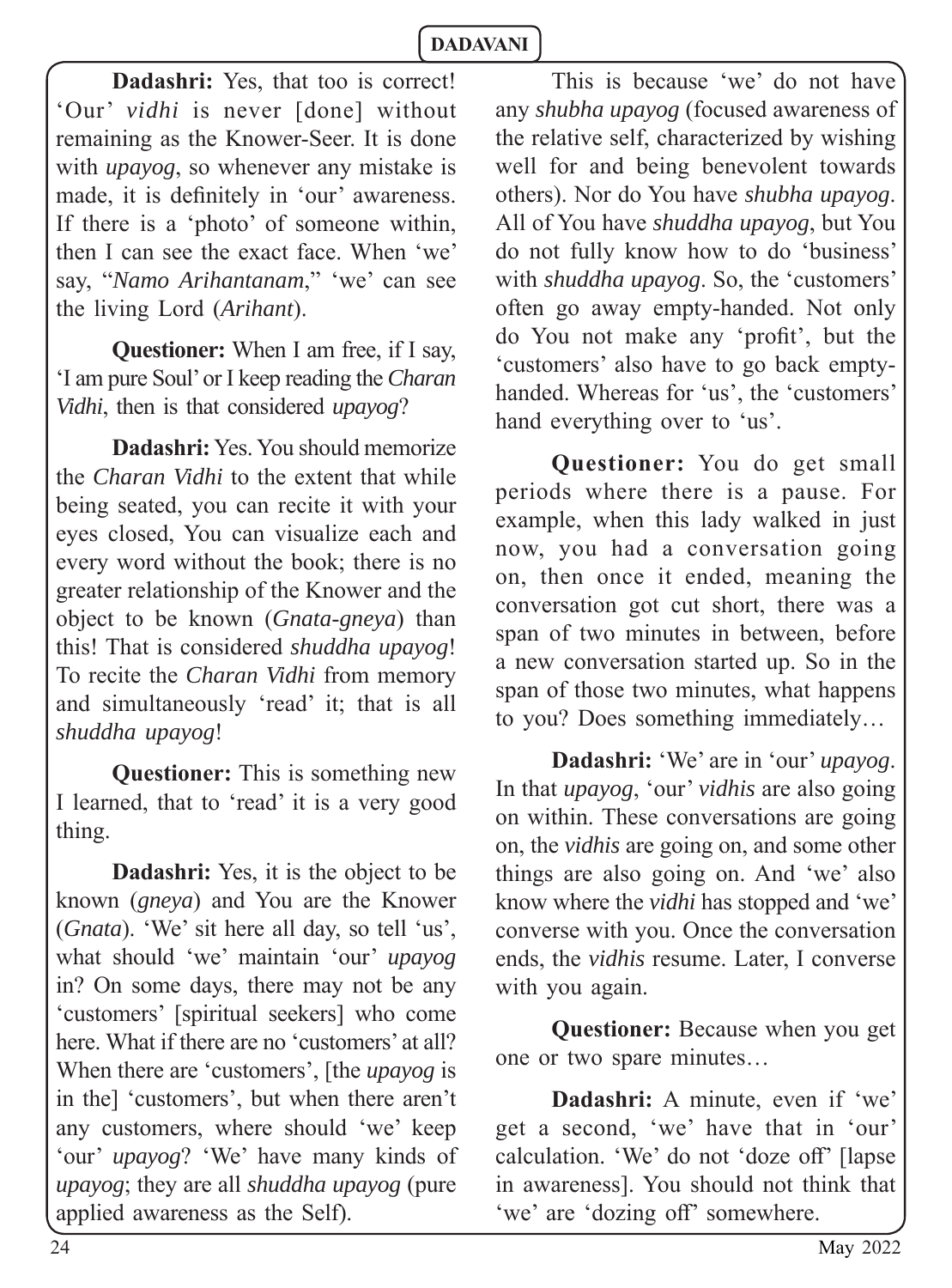**Dadashri:** Yes, that too is correct! 'Our' *vidhi* is never [done] without remaining as the Knower-Seer. It is done with *upayog*, so whenever any mistake is made, it is definitely in 'our' awareness. If there is a 'photo' of someone within, then I can see the exact face. When 'we' say, "*Namo Arihantanam*," 'we' can see the living Lord (*Arihant*).

**Questioner:** When I am free, if I say, 'I am pure Soul' or I keep reading the *Charan Vidhi*, then is that considered *upayog*?

**Dadashri:** Yes. You should memorize the *Charan Vidhi* to the extent that while being seated, you can recite it with your eyes closed, You can visualize each and every word without the book; there is no greater relationship of the Knower and the object to be known (*Gnata-gneya*) than this! That is considered *shuddha upayog*! To recite the *Charan Vidhi* from memory and simultaneously 'read' it; that is all *shuddha upayog*!

**Questioner:** This is something new I learned, that to 'read' it is a very good thing.

**Dadashri:** Yes, it is the object to be known (*gneya*) and You are the Knower (*Gnata*). 'We' sit here all day, so tell 'us', what should 'we' maintain 'our' *upayog* in? On some days, there may not be any 'customers' [spiritual seekers] who come here. What if there are no 'customers' at all? When there are 'customers', [the *upayog* is in the] 'customers', but when there aren't any customers, where should 'we' keep 'our' *upayog*? 'We' have many kinds of *upayog*; they are all *shuddha upayog* (pure applied awareness as the Self).

This is because 'we' do not have any *shubha upayog* (focused awareness of the relative self, characterized by wishing well for and being benevolent towards others). Nor do You have *shubha upayog*. All of You have *shuddha upayog*, but You do not fully know how to do 'business' with *shuddha upayog*. So, the 'customers' often go away empty-handed. Not only do You not make any 'profit', but the 'customers' also have to go back empty-handed. Whereas for 'us', the 'customers' hand everything over to 'us'.

**Questioner:** You do get small periods where there is a pause. For example, when this lady walked in just now, you had a conversation going on, then once it ended, meaning the conversation got cut short, there was a span of two minutes in between, before a new conversation started up. So in the span of those two minutes, what happens to you? Does something immediately…

**Dadashri:** 'We' are in 'our' *upayog*. In that *upayog*, 'our' *vidhis* are also going on within. These conversations are going on, the *vidhis* are going on, and some other things are also going on. And 'we' also know where the *vidhi* has stopped and 'we' converse with you. Once the conversation ends, the *vidhis* resume. Later, I converse with you again.

**Questioner:** Because when you get one or two spare minutes…

**Dadashri:** A minute, even if 'we' get a second, 'we' have that in 'our' calculation. 'We' do not 'doze off' [lapse in awareness]. You should not think that 'we' are 'dozing off' somewhere.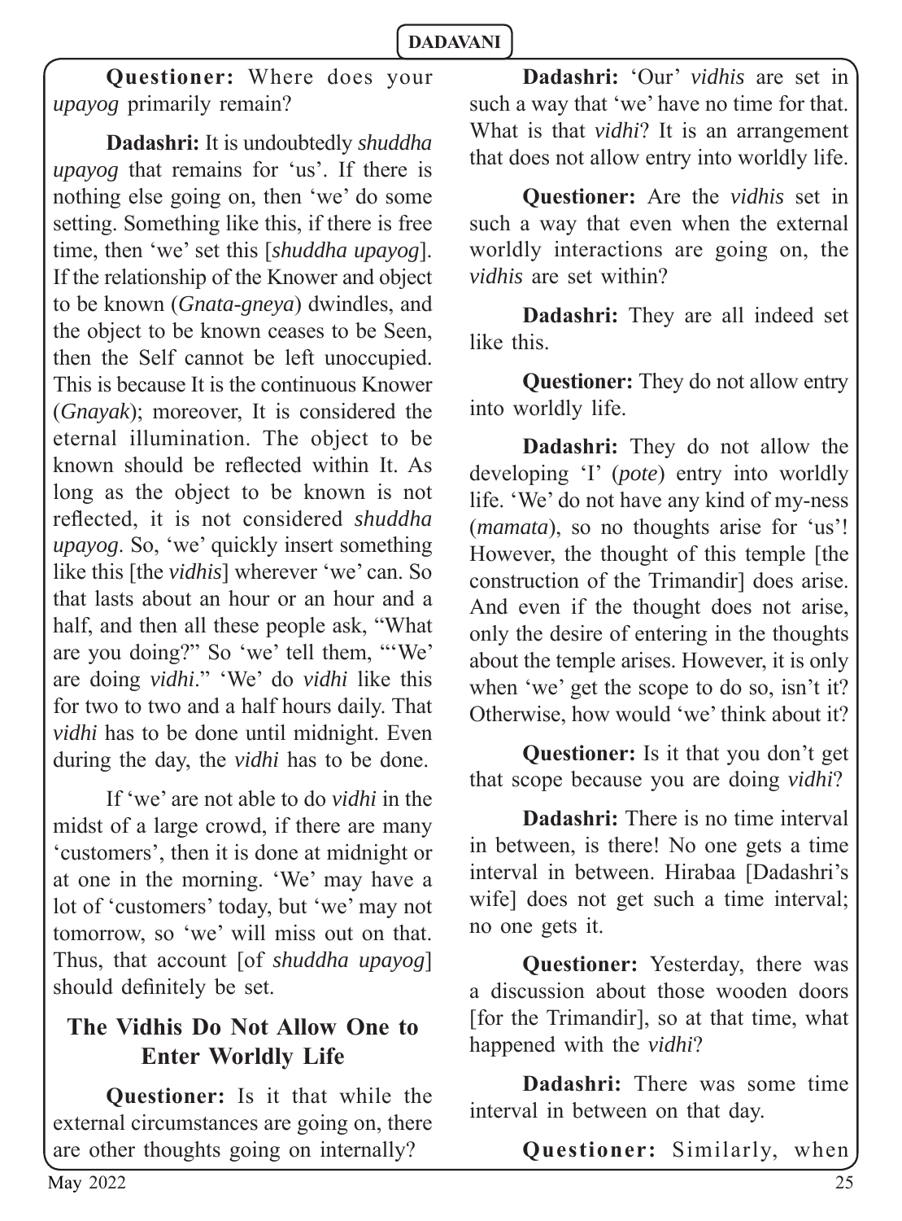**Questioner:** Where does your *upayog* primarily remain?

**Dadashri:** It is undoubtedly *shuddha upayog* that remains for 'us'. If there is nothing else going on, then 'we' do some setting. Something like this, if there is free time, then 'we' set this [*shuddha upayog*]. If the relationship of the Knower and object to be known (*Gnata-gneya*) dwindles, and the object to be known ceases to be Seen, then the Self cannot be left unoccupied. This is because It is the continuous Knower (*Gnayak*); moreover, It is considered the eternal illumination. The object to be known should be reflected within It. As long as the object to be known is not reflected, it is not considered *shuddha upayog*. So, 'we' quickly insert something like this [the *vidhis*] wherever 'we' can. So that lasts about an hour or an hour and a half, and then all these people ask, "What are you doing?" So 'we' tell them, "'We' are doing *vidhi*." 'We' do *vidhi* like this for two to two and a half hours daily. That *vidhi* has to be done until midnight. Even during the day, the *vidhi* has to be done.

If 'we' are not able to do *vidhi* in the midst of a large crowd, if there are many 'customers', then it is done at midnight or at one in the morning. 'We' may have a lot of 'customers' today, but 'we' may not tomorrow, so 'we' will miss out on that. Thus, that account [of *shuddha upayog*] should definitely be set.

## The Vidhis Do Not Allow One to Enter Worldly Life

**Questioner:** Is it that while the external circumstances are going on, there are other thoughts going on internally?

**Dadashri:** 'Our' *vidhis* are set in such a way that 'we' have no time for that. What is that *vidhi*? It is an arrangement that does not allow entry into worldly life.

**Questioner:** Are the *vidhis* set in such a way that even when the external worldly interactions are going on, the *vidhis* are set within?

**Dadashri:** They are all indeed set like this.

**Questioner:** They do not allow entry into worldly life.

**Dadashri:** They do not allow the developing 'I' (*pote*) entry into worldly life. 'We' do not have any kind of my-ness (*mamata*), so no thoughts arise for 'us'! However, the thought of this temple [the construction of the Trimandir] does arise. And even if the thought does not arise, only the desire of entering in the thoughts about the temple arises. However, it is only when 'we' get the scope to do so, isn't it? Otherwise, how would 'we' think about it?

**Questioner:** Is it that you don't get that scope because you are doing *vidhi*?

**Dadashri:** There is no time interval in between, is there! No one gets a time interval in between. Hirabaa [Dadashri's wife] does not get such a time interval; no one gets it.

**Questioner:** Yesterday, there was a discussion about those wooden doors [for the Trimandir], so at that time, what happened with the *vidhi*?

**Dadashri:** There was some time interval in between on that day.

**Questioner:** Similarly, when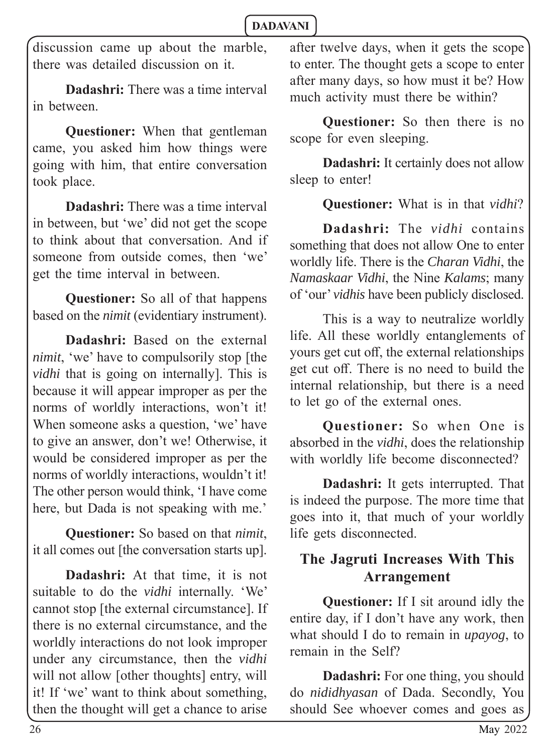discussion came up about the marble, there was detailed discussion on it.

**Dadashri:** There was a time interval in between.

**Questioner:** When that gentleman came, you asked him how things were going with him, that entire conversation took place.

**Dadashri:** There was a time interval in between, but 'we' did not get the scope to think about that conversation. And if someone from outside comes, then 'we' get the time interval in between.

**Questioner:** So all of that happens based on the *nimit* (evidentiary instrument).

**Dadashri:** Based on the external *nimit*, 'we' have to compulsorily stop [the *vidhi* that is going on internally]. This is because it will appear improper as per the norms of worldly interactions, won't it! When someone asks a question, 'we' have to give an answer, don't we! Otherwise, it would be considered improper as per the norms of worldly interactions, wouldn't it! The other person would think, 'I have come here, but Dada is not speaking with me.'

**Questioner:** So based on that *nimit*, it all comes out [the conversation starts up].

**Dadashri:** At that time, it is not suitable to do the *vidhi* internally. 'We' cannot stop [the external circumstance]. If there is no external circumstance, and the worldly interactions do not look improper under any circumstance, then the *vidhi* will not allow [other thoughts] entry, will it! If 'we' want to think about something, then the thought will get a chance to arise after twelve days, when it gets the scope to enter. The thought gets a scope to enter after many days, so how must it be? How much activity must there be within?

**Questioner:** So then there is no scope for even sleeping.

**Dadashri:** It certainly does not allow sleep to enter!

**Questioner:** What is in that *vidhi*?

**Dadashri:** The *vidhi* contains something that does not allow One to enter worldly life. There is the *Charan Vidhi*, the *Namaskaar Vidhi*, the Nine *Kalams*; many of 'our' *vidhis* have been publicly disclosed.

This is a way to neutralize worldly life. All these worldly entanglements of yours get cut off, the external relationships get cut off. There is no need to build the internal relationship, but there is a need to let go of the external ones.

**Questioner:** So when One is absorbed in the *vidhi*, does the relationship with worldly life become disconnected?

**Dadashri:** It gets interrupted. That is indeed the purpose. The more time that goes into it, that much of your worldly life gets disconnected.

## The Jagruti Increases With This Arrangement

**Questioner:** If I sit around idly the entire day, if I don't have any work, then what should I do to remain in *upayog*, to remain in the Self?

**Dadashri:** For one thing, you should do *nididhyasan* of Dada. Secondly, You should See whoever comes and goes as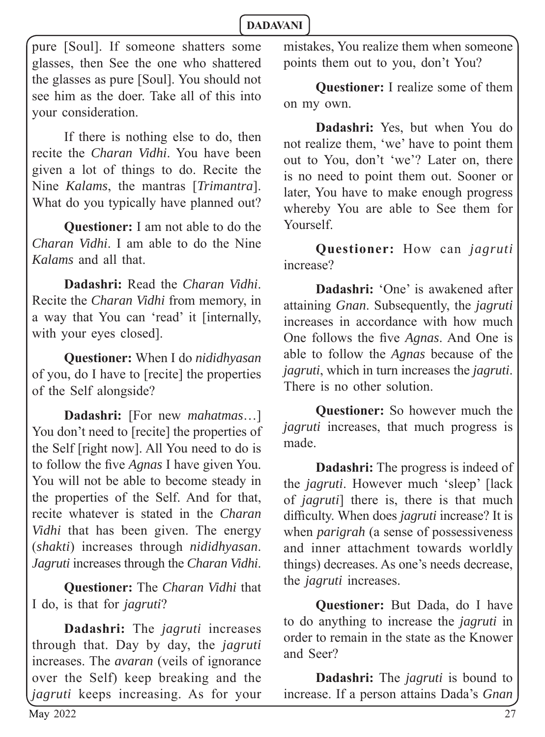pure [Soul]. If someone shatters some glasses, then See the one who shattered the glasses as pure [Soul]. You should not see him as the doer. Take all of this into your consideration.

If there is nothing else to do, then recite the *Charan Vidhi*. You have been given a lot of things to do. Recite the Nine *Kalams*, the mantras [*Trimantra*]. What do you typically have planned out?

**Questioner:** I am not able to do the *Charan Vidhi*. I am able to do the Nine *Kalams* and all that.

**Dadashri:** Read the *Charan Vidhi*. Recite the *Charan Vidhi* from memory, in a way that You can 'read' it [internally, with your eyes closed].

**Questioner:** When I do *nididhyasan* of you, do I have to [recite] the properties of the Self alongside?

**Dadashri:** [For new *mahatmas*…] You don't need to [recite] the properties of the Self [right now]. All You need to do is to follow the five *Agnas* I have given You. You will not be able to become steady in the properties of the Self. And for that, recite whatever is stated in the *Charan Vidhi* that has been given. The energy (*shakti*) increases through *nididhyasan*. *Jagruti* increases through the *Charan Vidhi*.

**Questioner:** The *Charan Vidhi* that I do, is that for *jagruti*?

**Dadashri:** The *jagruti* increases through that. Day by day, the *jagruti* increases. The *avaran* (veils of ignorance over the Self) keep breaking and the *jagruti* keeps increasing. As for your mistakes, You realize them when someone points them out to you, don't You?

**Questioner:** I realize some of them on my own.

**Dadashri:** Yes, but when You do not realize them, 'we' have to point them out to You, don't 'we'? Later on, there is no need to point them out. Sooner or later, You have to make enough progress whereby You are able to See them for Yourself.

**Questioner:** How can *jagruti* increase?

**Dadashri:** 'One' is awakened after attaining *Gnan*. Subsequently, the *jagruti* increases in accordance with how much One follows the five *Agnas*. And One is able to follow the *Agnas* because of the *jagruti*, which in turn increases the *jagruti*. There is no other solution.

**Questioner:** So however much the *jagruti* increases, that much progress is made.

**Dadashri:** The progress is indeed of the *jagruti*. However much 'sleep' [lack of *jagruti*] there is, there is that much difficulty. When does *jagruti* increase? It is when *parigrah* (a sense of possessiveness and inner attachment towards worldly things) decreases. As one's needs decrease, the *jagruti* increases.

**Questioner:** But Dada, do I have to do anything to increase the *jagruti* in order to remain in the state as the Knower and Seer?

**Dadashri:** The *jagruti* is bound to increase. If a person attains Dada's *Gnan*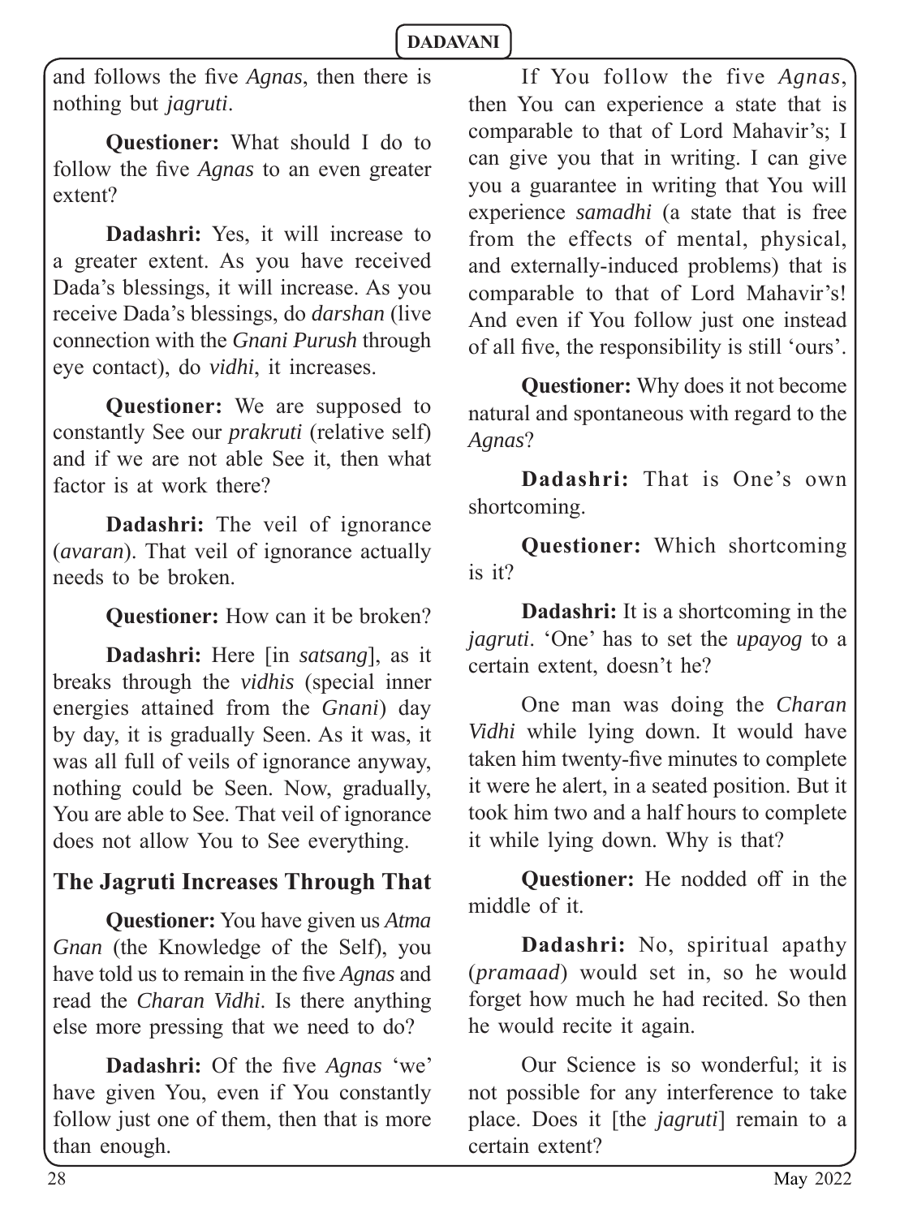and follows the five *Agnas*, then there is nothing but *jagruti*.

**Questioner:** What should I do to follow the five *Agnas* to an even greater extent?

**Dadashri:** Yes, it will increase to a greater extent. As you have received Dada's blessings, it will increase. As you receive Dada's blessings, do *darshan* (live connection with the *Gnani Purush* through eye contact), do *vidhi*, it increases.

**Questioner:** We are supposed to constantly See our *prakruti* (relative self) and if we are not able See it, then what factor is at work there?

**Dadashri:** The veil of ignorance (*avaran*). That veil of ignorance actually needs to be broken.

**Questioner:** How can it be broken?

**Dadashri:** Here [in *satsang*], as it breaks through the *vidhis* (special inner energies attained from the *Gnani*) day by day, it is gradually Seen. As it was, it was all full of veils of ignorance anyway, nothing could be Seen. Now, gradually, You are able to See. That veil of ignorance does not allow You to See everything.

## The Jagruti Increases Through That

**Questioner:** You have given us *Atma Gnan* (the Knowledge of the Self), you have told us to remain in the five *Agnas* and read the *Charan Vidhi*. Is there anything else more pressing that we need to do?

**Dadashri:** Of the five *Agnas* 'we' have given You, even if You constantly follow just one of them, then that is more than enough.

If You follow the five *Agnas*, then You can experience a state that is comparable to that of Lord Mahavir's; I can give you that in writing. I can give you a guarantee in writing that You will experience *samadhi* (a state that is free from the effects of mental, physical, and externally-induced problems) that is comparable to that of Lord Mahavir's! And even if You follow just one instead of all five, the responsibility is still 'ours'.

**Questioner:** Why does it not become natural and spontaneous with regard to the *Agnas*?

**Dadashri:** That is One's own shortcoming.

**Questioner:** Which shortcoming is it?

**Dadashri:** It is a shortcoming in the *jagruti*. 'One' has to set the *upayog* to a certain extent, doesn't he?

One man was doing the *Charan Vidhi* while lying down. It would have taken him twenty-five minutes to complete it were he alert, in a seated position. But it took him two and a half hours to complete it while lying down. Why is that?

**Questioner:** He nodded off in the middle of it.

**Dadashri:** No, spiritual apathy (*pramaad*) would set in, so he would forget how much he had recited. So then he would recite it again.

Our Science is so wonderful; it is not possible for any interference to take place. Does it [the *jagruti*] remain to a certain extent?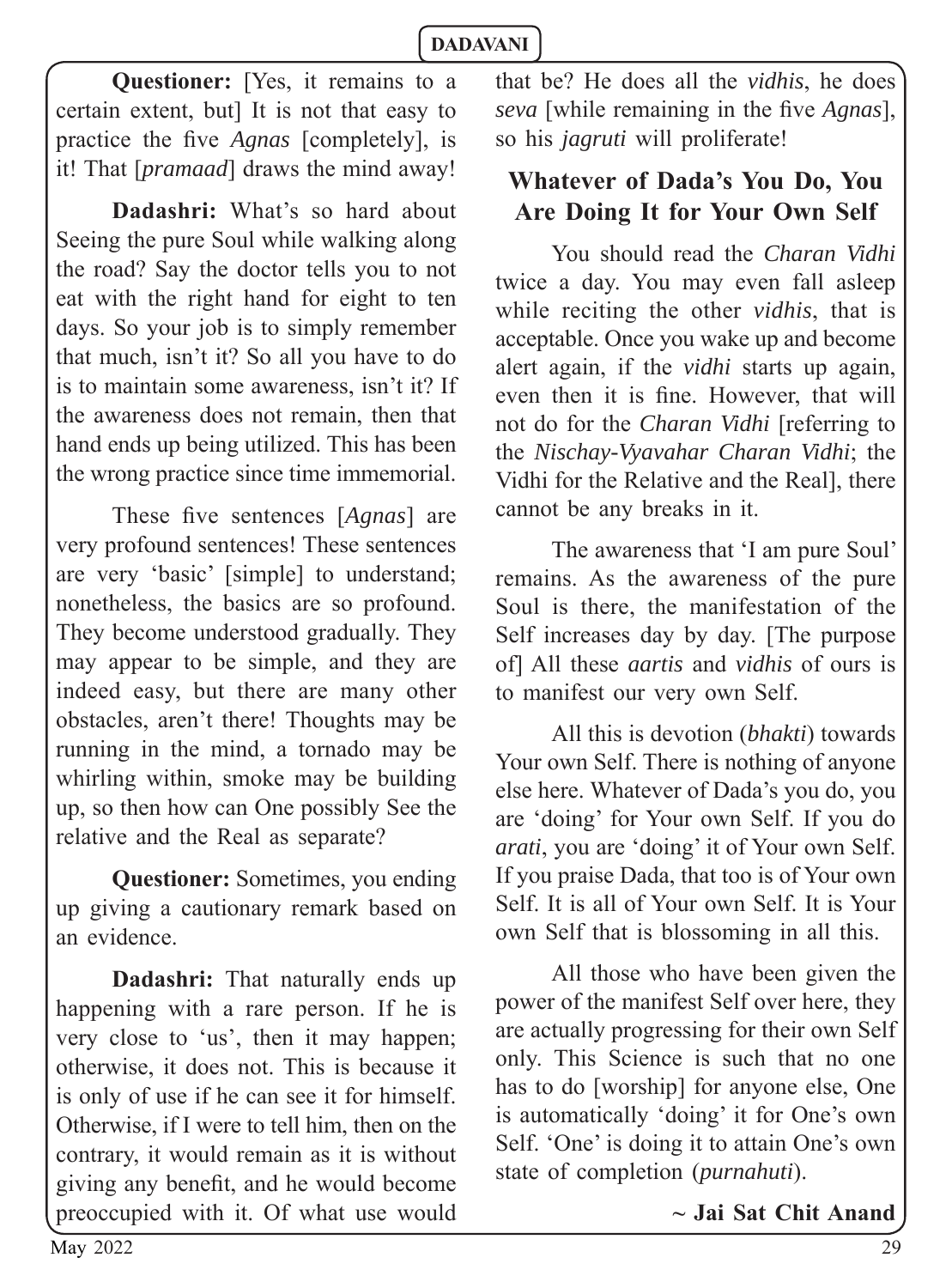**Questioner:** [Yes, it remains to a certain extent, but] It is not that easy to practice the five *Agnas* [completely], is it! That [*pramaad*] draws the mind away!

**Dadashri:** What's so hard about Seeing the pure Soul while walking along the road? Say the doctor tells you to not eat with the right hand for eight to ten days. So your job is to simply remember that much, isn't it? So all you have to do is to maintain some awareness, isn't it? If the awareness does not remain, then that hand ends up being utilized. This has been the wrong practice since time immemorial.

These five sentences [*Agnas*] are very profound sentences! These sentences are very 'basic' [simple] to understand; nonetheless, the basics are so profound. They become understood gradually. They may appear to be simple, and they are indeed easy, but there are many other obstacles, aren't there! Thoughts may be running in the mind, a tornado may be whirling within, smoke may be building up, so then how can One possibly See the relative and the Real as separate?

**Questioner:** Sometimes, you ending up giving a cautionary remark based on an evidence.

**Dadashri:** That naturally ends up happening with a rare person. If he is very close to 'us', then it may happen; otherwise, it does not. This is because it is only of use if he can see it for himself. Otherwise, if I were to tell him, then on the contrary, it would remain as it is without giving any benefit, and he would become preoccupied with it. Of what use would that be? He does all the *vidhis*, he does *seva* [while remaining in the five *Agnas*], so his *jagruti* will proliferate!

## Whatever of Dada's You Do, You Are Doing It for Your Own Self

You should read the *Charan Vidhi* twice a day. You may even fall asleep while reciting the other *vidhis*, that is acceptable. Once you wake up and become alert again, if the *vidhi* starts up again, even then it is fine. However, that will not do for the *Charan Vidhi* [referring to the *Nischay-Vyavahar Charan Vidhi*; the Vidhi for the Relative and the Real], there cannot be any breaks in it.

The awareness that 'I am pure Soul' remains. As the awareness of the pure Soul is there, the manifestation of the Self increases day by day. [The purpose of] All these *aartis* and *vidhis* of ours is to manifest our very own Self.

All this is devotion (*bhakti*) towards Your own Self. There is nothing of anyone else here. Whatever of Dada's you do, you are 'doing' for Your own Self. If you do *arati*, you are 'doing' it of Your own Self. If you praise Dada, that too is of Your own Self. It is all of Your own Self. It is Your own Self that is blossoming in all this.

All those who have been given the power of the manifest Self over here, they are actually progressing for their own Self only. This Science is such that no one has to do [worship] for anyone else, One is automatically 'doing' it for One's own Self. 'One' is doing it to attain One's own state of completion (*purnahuti*).

**~ Jai Sat Chit Anand**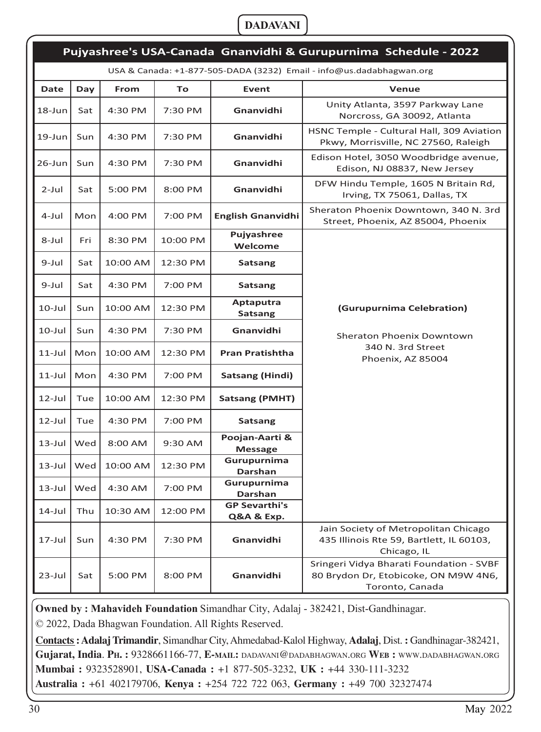## Pujyashree's USA-Canada Gnanvidhi & Gurupurnima Schedule - 2022

USA & Canada: +1-877-505-DADA (3232) Email - info@us.dadabhagwan.org

| Date | Day | From | To | Event | Venue |
|---|---|---|---|---|---|
| 18-Jun | Sat | 4:30 PM | 7:30 PM | **Gnanvidhi** | Unity Atlanta, 3597 Parkway Lane Norcross, GA 30092, Atlanta |
| 19-Jun | Sun | 4:30 PM | 7:30 PM | **Gnanvidhi** | HSNC Temple - Cultural Hall, 309 Aviation Pkwy, Morrisville, NC 27560, Raleigh |
| 26-Jun | Sun | 4:30 PM | 7:30 PM | **Gnanvidhi** | Edison Hotel, 3050 Woodbridge avenue, Edison, NJ 08837, New Jersey |
| 2-Jul | Sat | 5:00 PM | 8:00 PM | **Gnanvidhi** | DFW Hindu Temple, 1605 N Britain Rd, Irving, TX 75061, Dallas, TX |
| 4-Jul | Mon | 4:00 PM | 7:00 PM | **English Gnanvidhi** | Sheraton Phoenix Downtown, 340 N. 3rd Street, Phoenix, AZ 85004, Phoenix |
| 8-Jul | Fri | 8:30 PM | 10:00 PM | **Pujyashree Welcome** | **(Gurupurnima Celebration)** Sheraton Phoenix Downtown 340 N. 3rd Street Phoenix, AZ 85004 |
| 9-Jul | Sat | 10:00 AM | 12:30 PM | **Satsang** | |
| 9-Jul | Sat | 4:30 PM | 7:00 PM | **Satsang** | |
| 10-Jul | Sun | 10:00 AM | 12:30 PM | **Aptaputra Satsang** | |
| 10-Jul | Sun | 4:30 PM | 7:30 PM | **Gnanvidhi** | |
| 11-Jul | Mon | 10:00 AM | 12:30 PM | **Pran Pratishtha** | |
| 11-Jul | Mon | 4:30 PM | 7:00 PM | **Satsang (Hindi)** | |
| 12-Jul | Tue | 10:00 AM | 12:30 PM | **Satsang (PMHT)** | |
| 12-Jul | Tue | 4:30 PM | 7:00 PM | **Satsang** | |
| 13-Jul | Wed | 8:00 AM | 9:30 AM | **Poojan-Aarti & Message** | |
| 13-Jul | Wed | 10:00 AM | 12:30 PM | **Gurupurnima Darshan** | |
| 13-Jul | Wed | 4:30 AM | 7:00 PM | **Gurupurnima Darshan** | |
| 14-Jul | Thu | 10:30 AM | 12:00 PM | **GP Sevarthi's Q&A & Exp.** | |
| 17-Jul | Sun | 4:30 PM | 7:30 PM | **Gnanvidhi** | Jain Society of Metropolitan Chicago 435 Illinois Rte 59, Bartlett, IL 60103, Chicago, IL |
| 23-Jul | Sat | 5:00 PM | 8:00 PM | **Gnanvidhi** | Sringeri Vidya Bharati Foundation - SVBF 80 Brydon Dr, Etobicoke, ON M9W 4N6, Toronto, Canada |

**Owned by : Mahavideh Foundation** Simandhar City, Adalaj - 382421, Dist-Gandhinagar.

© 2022, Dada Bhagwan Foundation. All Rights Reserved.

**Contacts : Adalaj Trimandir**, Simandhar City, Ahmedabad-Kalol Highway, **Adalaj**, Dist. **:** Gandhinagar-382421, **Gujarat, India**. **Ph. :** 9328661166-77, **E-mail:** dadavani@dadabhagwan.org **Web :** www.dadabhagwan.org

**Mumbai :** 9323528901, **USA-Canada :** +1 877-505-3232, **UK :** +44 330-111-3232

**Australia :** +61 402179706, **Kenya :** +254 722 722 063, **Germany :** +49 700 32327474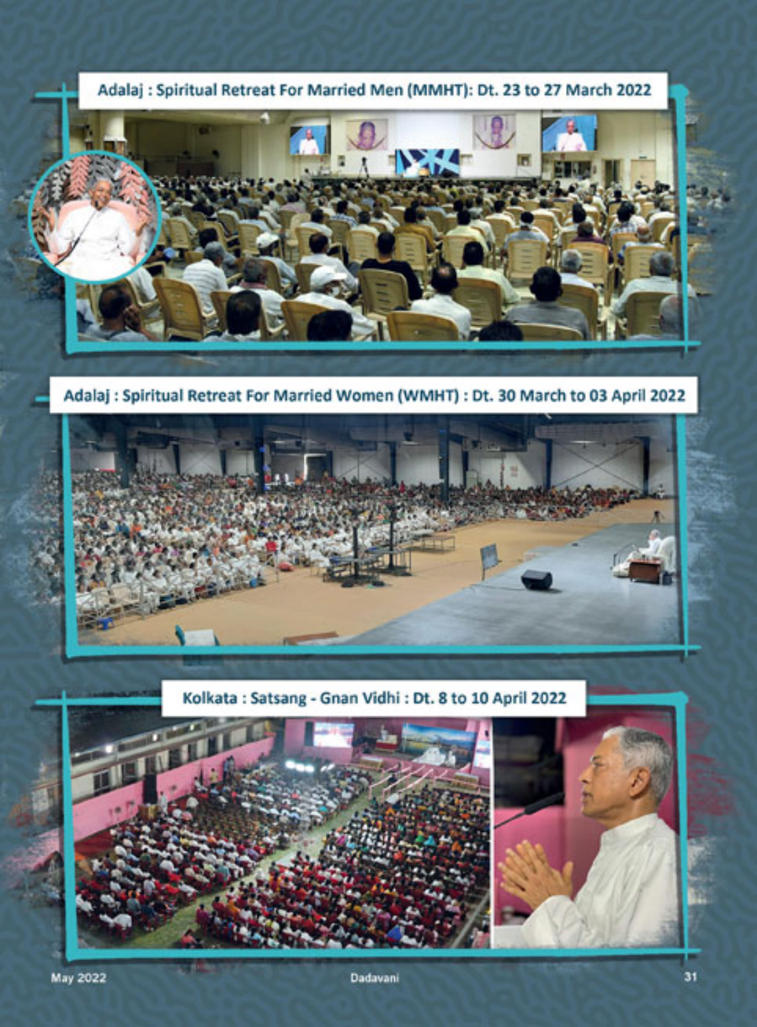Adalaj : Spiritual Retreat For Married Men (MMHT): Dt. 23 to 27 March 2022

Adalaj : Spiritual Retreat For Married Women (WMHT) : Dt. 30 March to 03 April 2022

Kolkata : Satsang - Gnan Vidhi : Dt. 8 to 10 April 2022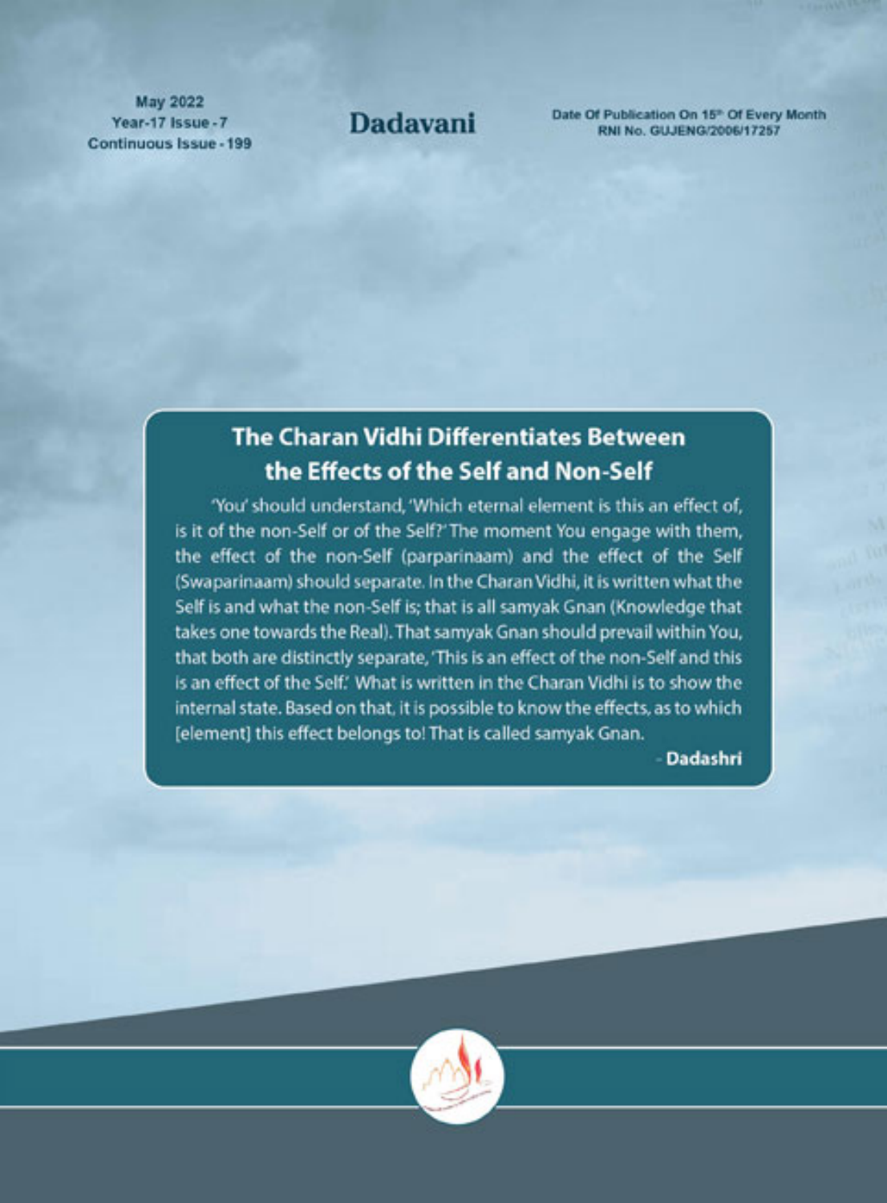May 2022
Year-17 Issue - 7
Continuous Issue - 199

# Dadavani

Date Of Publication On 15th Of Every Month
RNI No. GUJENG/2006/17257

## The Charan Vidhi Differentiates Between the Effects of the Self and Non-Self

'You' should understand, 'Which eternal element is this an effect of, is it of the non-Self or of the Self?' The moment You engage with them, the effect of the non-Self (parparinaam) and the effect of the Self (Swaparinaam) should separate. In the Charan Vidhi, it is written what the Self is and what the non-Self is; that is all samyak Gnan (Knowledge that takes one towards the Real). That samyak Gnan should prevail within You, that both are distinctly separate, 'This is an effect of the non-Self and this is an effect of the Self.' What is written in the Charan Vidhi is to show the internal state. Based on that, it is possible to know the effects, as to which [element] this effect belongs to! That is called samyak Gnan.

- **Dadashri**